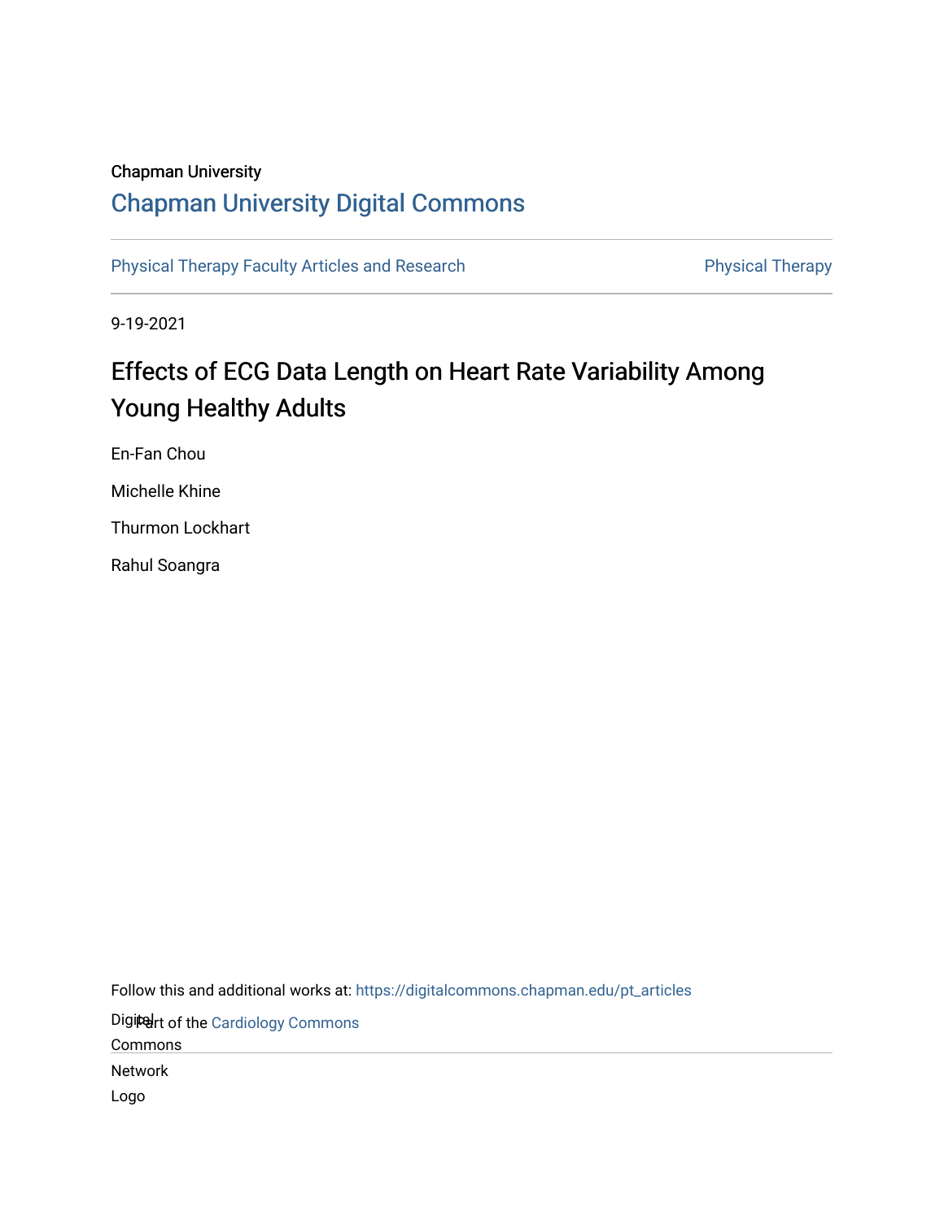Chapman University

# Chapman University Digital Commons

Physical Therapy Faculty Articles and Research

Physical Therapy

9-19-2021

# Effects of ECG Data Length on Heart Rate Variability Among Young Healthy Adults

En-Fan Chou

Michelle Khine

Thurmon Lockhart

Rahul Soangra

Follow this and additional works at: https://digitalcommons.chapman.edu/pt_articles

Part of the Cardiology Commons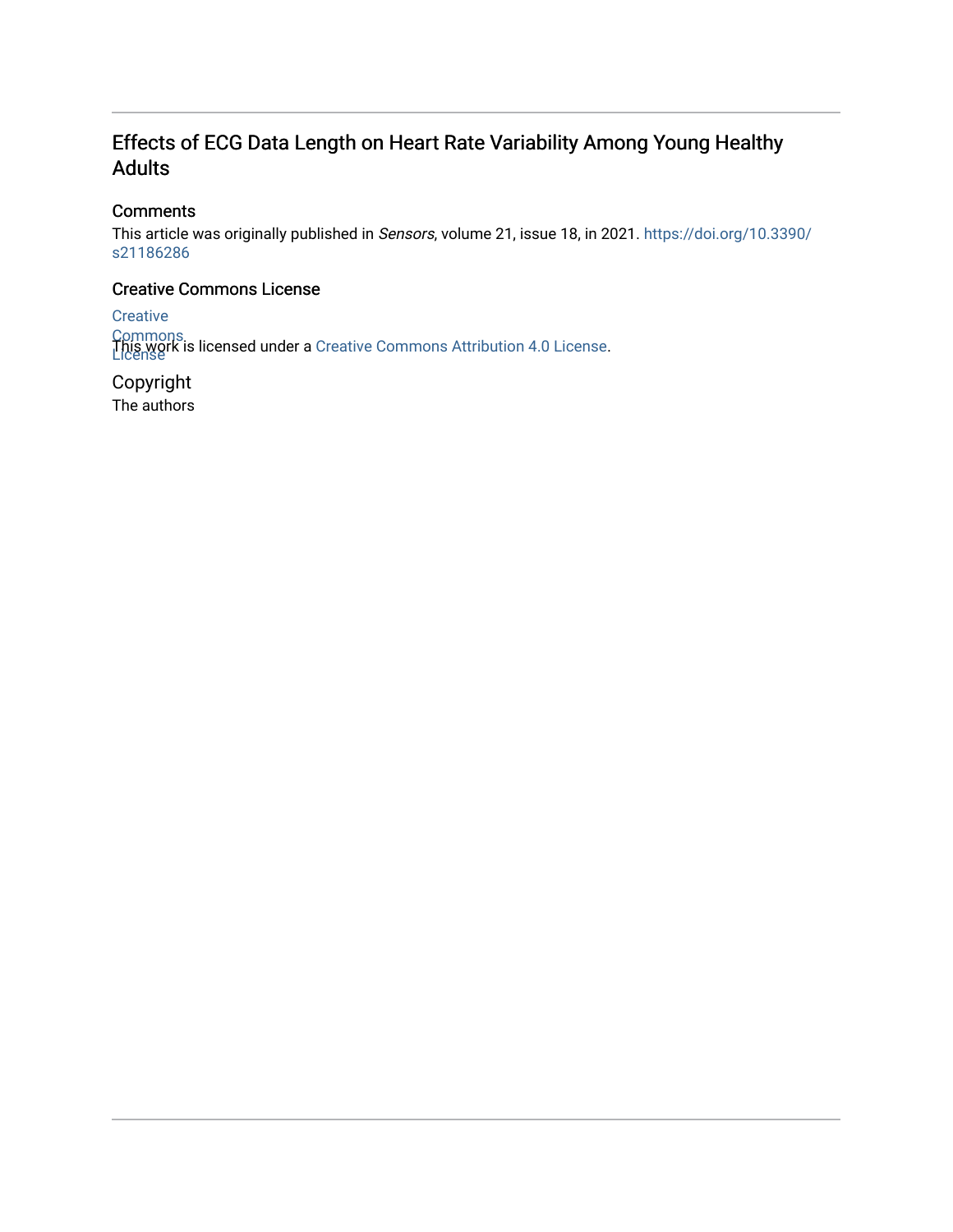# Effects of ECG Data Length on Heart Rate Variability Among Young Healthy Adults

## Comments

This article was originally published in *Sensors*, volume 21, issue 18, in 2021. https://doi.org/10.3390/s21186286

## Creative Commons License

Creative Commons License

This work is licensed under a Creative Commons Attribution 4.0 License.

## Copyright

The authors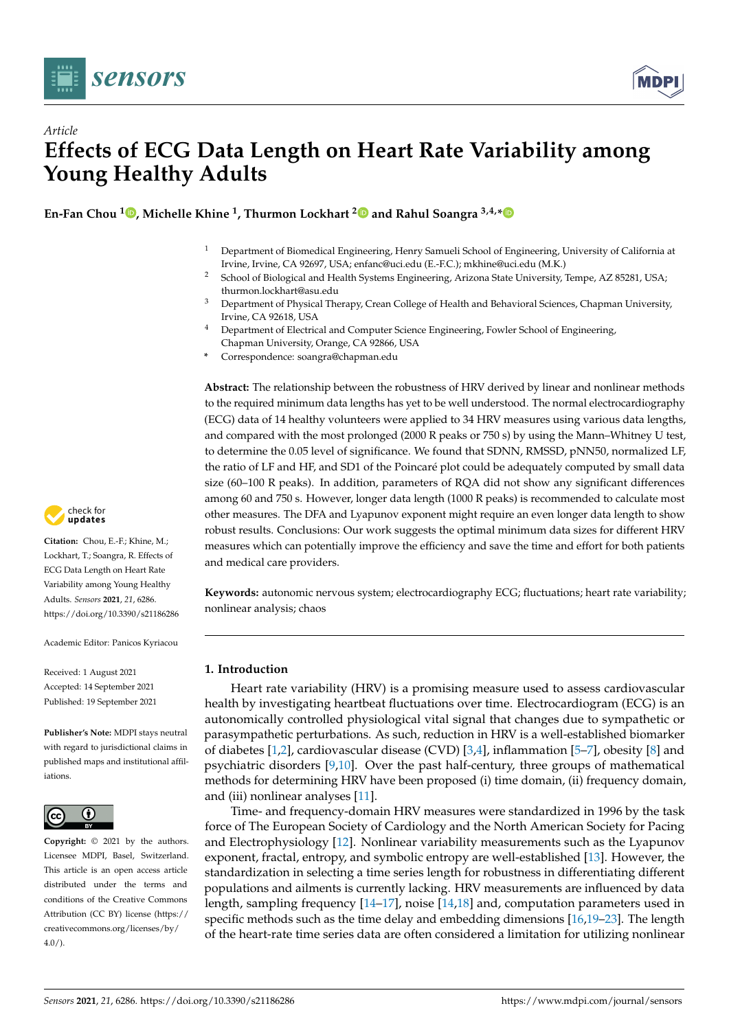Article

# Effects of ECG Data Length on Heart Rate Variability among Young Healthy Adults

**En-Fan Chou** [1], **Michelle Khine** [1], **Thurmon Lockhart** [2] and **Rahul Soangra** [3,4,*]

[1] Department of Biomedical Engineering, Henry Samueli School of Engineering, University of California at Irvine, Irvine, CA 92697, USA; enfanc@uci.edu (E.-F.C.); mkhine@uci.edu (M.K.)

[2] School of Biological and Health Systems Engineering, Arizona State University, Tempe, AZ 85281, USA; thurmon.lockhart@asu.edu

[3] Department of Physical Therapy, Crean College of Health and Behavioral Sciences, Chapman University, Irvine, CA 92618, USA

[4] Department of Electrical and Computer Science Engineering, Fowler School of Engineering, Chapman University, Orange, CA 92866, USA

[*] Correspondence: soangra@chapman.edu

**Abstract:** The relationship between the robustness of HRV derived by linear and nonlinear methods to the required minimum data lengths has yet to be well understood. The normal electrocardiography (ECG) data of 14 healthy volunteers were applied to 34 HRV measures using various data lengths, and compared with the most prolonged (2000 R peaks or 750 s) by using the Mann–Whitney U test, to determine the 0.05 level of significance. We found that SDNN, RMSSD, pNN50, normalized LF, the ratio of LF and HF, and SD1 of the Poincaré plot could be adequately computed by small data size (60–100 R peaks). In addition, parameters of RQA did not show any significant differences among 60 and 750 s. However, longer data length (1000 R peaks) is recommended to calculate most other measures. The DFA and Lyapunov exponent might require an even longer data length to show robust results. Conclusions: Our work suggests the optimal minimum data sizes for different HRV measures which can potentially improve the efficiency and save the time and effort for both patients and medical care providers.

**Keywords:** autonomic nervous system; electrocardiography ECG; fluctuations; heart rate variability; nonlinear analysis; chaos

**Citation:** Chou, E.-F.; Khine, M.; Lockhart, T.; Soangra, R. Effects of ECG Data Length on Heart Rate Variability among Young Healthy Adults. *Sensors* **2021**, *21*, 6286. https://doi.org/10.3390/s21186286

Academic Editor: Panicos Kyriacou

Received: 1 August 2021
Accepted: 14 September 2021
Published: 19 September 2021

**Publisher's Note:** MDPI stays neutral with regard to jurisdictional claims in published maps and institutional affiliations.

**Copyright:** © 2021 by the authors. Licensee MDPI, Basel, Switzerland. This article is an open access article distributed under the terms and conditions of the Creative Commons Attribution (CC BY) license (https://creativecommons.org/licenses/by/4.0/).

## 1. Introduction

Heart rate variability (HRV) is a promising measure used to assess cardiovascular health by investigating heartbeat fluctuations over time. Electrocardiogram (ECG) is an autonomically controlled physiological vital signal that changes due to sympathetic or parasympathetic perturbations. As such, reduction in HRV is a well-established biomarker of diabetes [1,2], cardiovascular disease (CVD) [3,4], inflammation [5–7], obesity [8] and psychiatric disorders [9,10]. Over the past half-century, three groups of mathematical methods for determining HRV have been proposed (i) time domain, (ii) frequency domain, and (iii) nonlinear analyses [11].

Time- and frequency-domain HRV measures were standardized in 1996 by the task force of The European Society of Cardiology and the North American Society for Pacing and Electrophysiology [12]. Nonlinear variability measurements such as the Lyapunov exponent, fractal, entropy, and symbolic entropy are well-established [13]. However, the standardization in selecting a time series length for robustness in differentiating different populations and ailments is currently lacking. HRV measurements are influenced by data length, sampling frequency [14–17], noise [14,18] and, computation parameters used in specific methods such as the time delay and embedding dimensions [16,19–23]. The length of the heart-rate time series data are often considered a limitation for utilizing nonlinear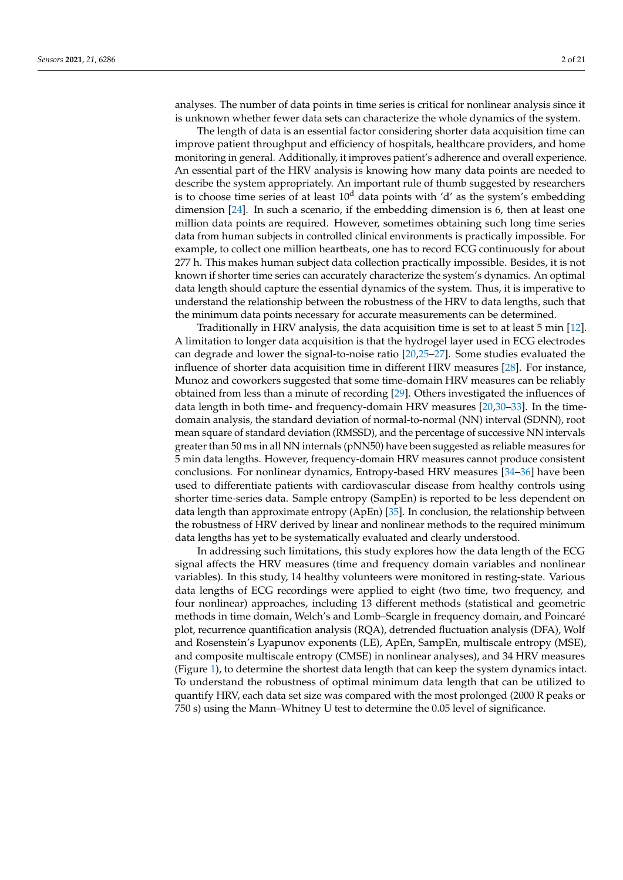analyses. The number of data points in time series is critical for nonlinear analysis since it is unknown whether fewer data sets can characterize the whole dynamics of the system.

The length of data is an essential factor considering shorter data acquisition time can improve patient throughput and efficiency of hospitals, healthcare providers, and home monitoring in general. Additionally, it improves patient's adherence and overall experience. An essential part of the HRV analysis is knowing how many data points are needed to describe the system appropriately. An important rule of thumb suggested by researchers is to choose time series of at least $10^d$ data points with 'd' as the system's embedding dimension [24]. In such a scenario, if the embedding dimension is 6, then at least one million data points are required. However, sometimes obtaining such long time series data from human subjects in controlled clinical environments is practically impossible. For example, to collect one million heartbeats, one has to record ECG continuously for about 277 h. This makes human subject data collection practically impossible. Besides, it is not known if shorter time series can accurately characterize the system's dynamics. An optimal data length should capture the essential dynamics of the system. Thus, it is imperative to understand the relationship between the robustness of the HRV to data lengths, such that the minimum data points necessary for accurate measurements can be determined.

Traditionally in HRV analysis, the data acquisition time is set to at least 5 min [12]. A limitation to longer data acquisition is that the hydrogel layer used in ECG electrodes can degrade and lower the signal-to-noise ratio [20,25–27]. Some studies evaluated the influence of shorter data acquisition time in different HRV measures [28]. For instance, Munoz and coworkers suggested that some time-domain HRV measures can be reliably obtained from less than a minute of recording [29]. Others investigated the influences of data length in both time- and frequency-domain HRV measures [20,30–33]. In the time-domain analysis, the standard deviation of normal-to-normal (NN) interval (SDNN), root mean square of standard deviation (RMSSD), and the percentage of successive NN intervals greater than 50 ms in all NN internals (pNN50) have been suggested as reliable measures for 5 min data lengths. However, frequency-domain HRV measures cannot produce consistent conclusions. For nonlinear dynamics, Entropy-based HRV measures [34–36] have been used to differentiate patients with cardiovascular disease from healthy controls using shorter time-series data. Sample entropy (SampEn) is reported to be less dependent on data length than approximate entropy (ApEn) [35]. In conclusion, the relationship between the robustness of HRV derived by linear and nonlinear methods to the required minimum data lengths has yet to be systematically evaluated and clearly understood.

In addressing such limitations, this study explores how the data length of the ECG signal affects the HRV measures (time and frequency domain variables and nonlinear variables). In this study, 14 healthy volunteers were monitored in resting-state. Various data lengths of ECG recordings were applied to eight (two time, two frequency, and four nonlinear) approaches, including 13 different methods (statistical and geometric methods in time domain, Welch's and Lomb–Scargle in frequency domain, and Poincaré plot, recurrence quantification analysis (RQA), detrended fluctuation analysis (DFA), Wolf and Rosenstein's Lyapunov exponents (LE), ApEn, SampEn, multiscale entropy (MSE), and composite multiscale entropy (CMSE) in nonlinear analyses), and 34 HRV measures (Figure 1), to determine the shortest data length that can keep the system dynamics intact. To understand the robustness of optimal minimum data length that can be utilized to quantify HRV, each data set size was compared with the most prolonged (2000 R peaks or 750 s) using the Mann–Whitney U test to determine the 0.05 level of significance.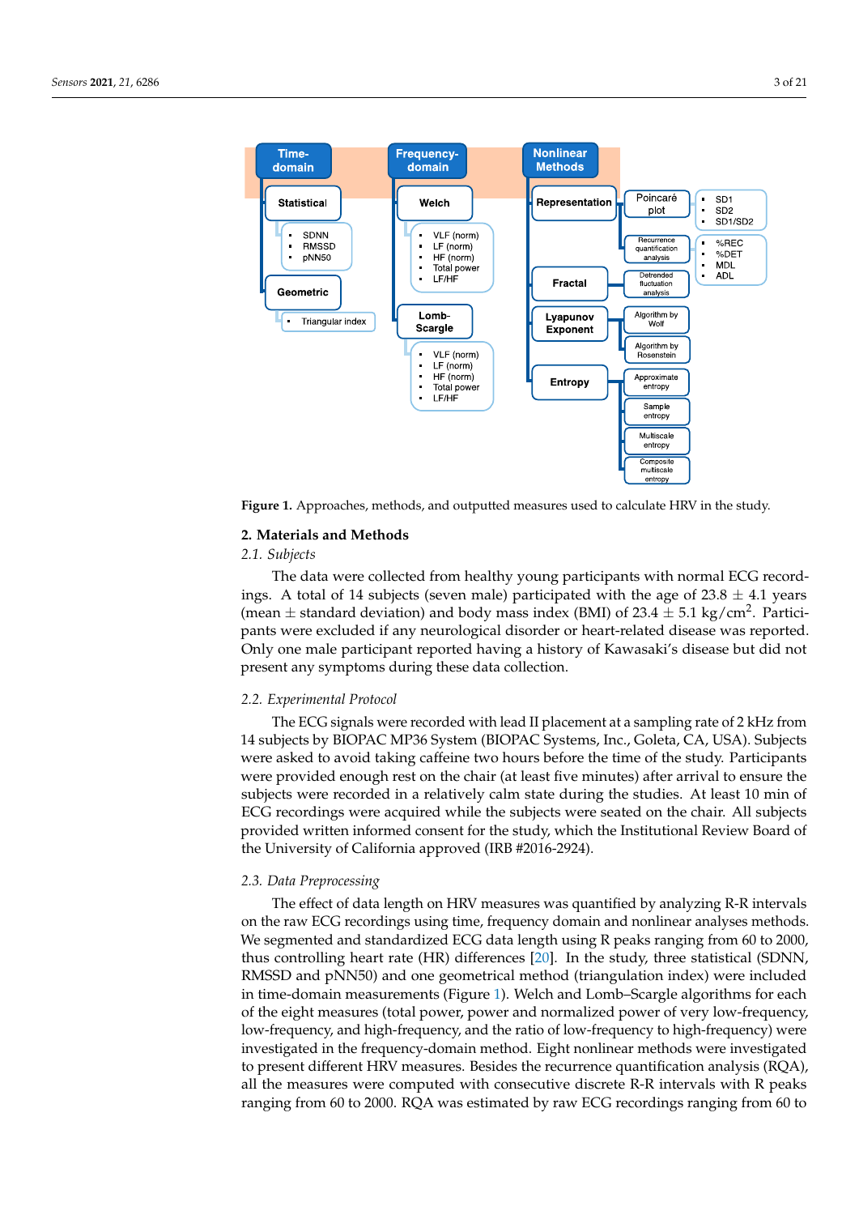Figure 1. Approaches, methods, and outputted measures used to calculate HRV in the study.

## 2. Materials and Methods

### 2.1. Subjects

The data were collected from healthy young participants with normal ECG recordings. A total of 14 subjects (seven male) participated with the age of 23.8 ± 4.1 years (mean ± standard deviation) and body mass index (BMI) of 23.4 ± 5.1 kg/cm$^2$. Participants were excluded if any neurological disorder or heart-related disease was reported. Only one male participant reported having a history of Kawasaki's disease but did not present any symptoms during these data collection.

### 2.2. Experimental Protocol

The ECG signals were recorded with lead II placement at a sampling rate of 2 kHz from 14 subjects by BIOPAC MP36 System (BIOPAC Systems, Inc., Goleta, CA, USA). Subjects were asked to avoid taking caffeine two hours before the time of the study. Participants were provided enough rest on the chair (at least five minutes) after arrival to ensure the subjects were recorded in a relatively calm state during the studies. At least 10 min of ECG recordings were acquired while the subjects were seated on the chair. All subjects provided written informed consent for the study, which the Institutional Review Board of the University of California approved (IRB #2016-2924).

### 2.3. Data Preprocessing

The effect of data length on HRV measures was quantified by analyzing R-R intervals on the raw ECG recordings using time, frequency domain and nonlinear analyses methods. We segmented and standardized ECG data length using R peaks ranging from 60 to 2000, thus controlling heart rate (HR) differences [20]. In the study, three statistical (SDNN, RMSSD and pNN50) and one geometrical method (triangulation index) were included in time-domain measurements (Figure 1). Welch and Lomb–Scargle algorithms for each of the eight measures (total power, power and normalized power of very low-frequency, low-frequency, and high-frequency, and the ratio of low-frequency to high-frequency) were investigated in the frequency-domain method. Eight nonlinear methods were investigated to present different HRV measures. Besides the recurrence quantification analysis (RQA), all the measures were computed with consecutive discrete R-R intervals with R peaks ranging from 60 to 2000. RQA was estimated by raw ECG recordings ranging from 60 to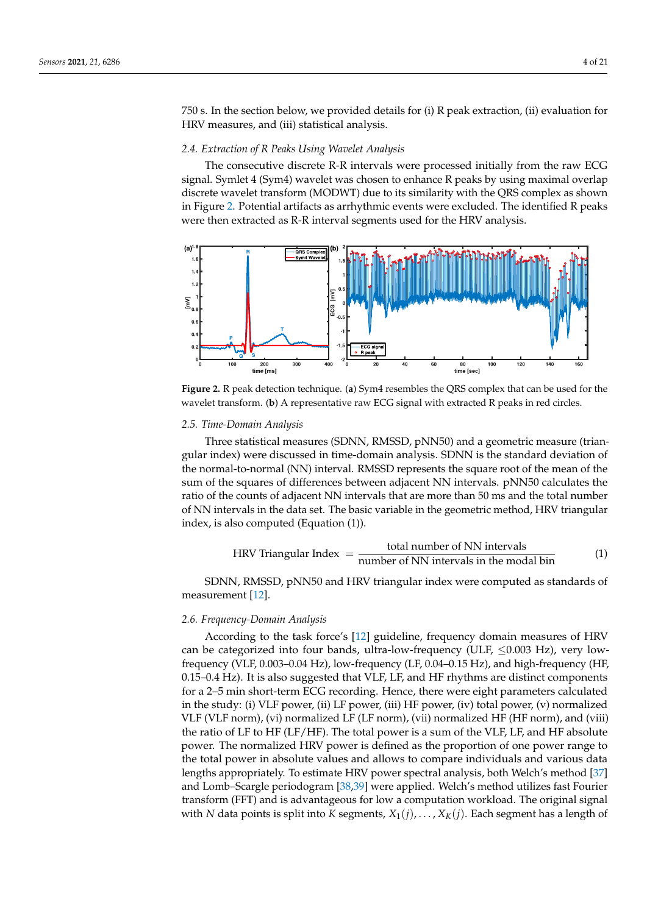750 s. In the section below, we provided details for (i) R peak extraction, (ii) evaluation for HRV measures, and (iii) statistical analysis.

### 2.4. Extraction of R Peaks Using Wavelet Analysis

The consecutive discrete R-R intervals were processed initially from the raw ECG signal. Symlet 4 (Sym4) wavelet was chosen to enhance R peaks by using maximal overlap discrete wavelet transform (MODWT) due to its similarity with the QRS complex as shown in Figure 2. Potential artifacts as arrhythmic events were excluded. The identified R peaks were then extracted as R-R interval segments used for the HRV analysis.

**Figure 2.** R peak detection technique. (**a**) Sym4 resembles the QRS complex that can be used for the wavelet transform. (**b**) A representative raw ECG signal with extracted R peaks in red circles.

### 2.5. Time-Domain Analysis

Three statistical measures (SDNN, RMSSD, pNN50) and a geometric measure (triangular index) were discussed in time-domain analysis. SDNN is the standard deviation of the normal-to-normal (NN) interval. RMSSD represents the square root of the mean of the sum of the squares of differences between adjacent NN intervals. pNN50 calculates the ratio of the counts of adjacent NN intervals that are more than 50 ms and the total number of NN intervals in the data set. The basic variable in the geometric method, HRV triangular index, is also computed (Equation (1)).

$$\text{HRV Triangular Index} = \frac{\text{total number of NN intervals}}{\text{number of NN intervals in the modal bin}} \quad (1)$$

SDNN, RMSSD, pNN50 and HRV triangular index were computed as standards of measurement [12].

### 2.6. Frequency-Domain Analysis

According to the task force's [12] guideline, frequency domain measures of HRV can be categorized into four bands, ultra-low-frequency (ULF, $\leq$0.003 Hz), very low-frequency (VLF, 0.003–0.04 Hz), low-frequency (LF, 0.04–0.15 Hz), and high-frequency (HF, 0.15–0.4 Hz). It is also suggested that VLF, LF, and HF rhythms are distinct components for a 2–5 min short-term ECG recording. Hence, there were eight parameters calculated in the study: (i) VLF power, (ii) LF power, (iii) HF power, (iv) total power, (v) normalized VLF (VLF norm), (vi) normalized LF (LF norm), (vii) normalized HF (HF norm), and (viii) the ratio of LF to HF (LF/HF). The total power is a sum of the VLF, LF, and HF absolute power. The normalized HRV power is defined as the proportion of one power range to the total power in absolute values and allows to compare individuals and various data lengths appropriately. To estimate HRV power spectral analysis, both Welch's method [37] and Lomb–Scargle periodogram [38,39] were applied. Welch's method utilizes fast Fourier transform (FFT) and is advantageous for low a computation workload. The original signal with $N$ data points is split into $K$ segments, $X_1(j), \ldots, X_K(j)$. Each segment has a length of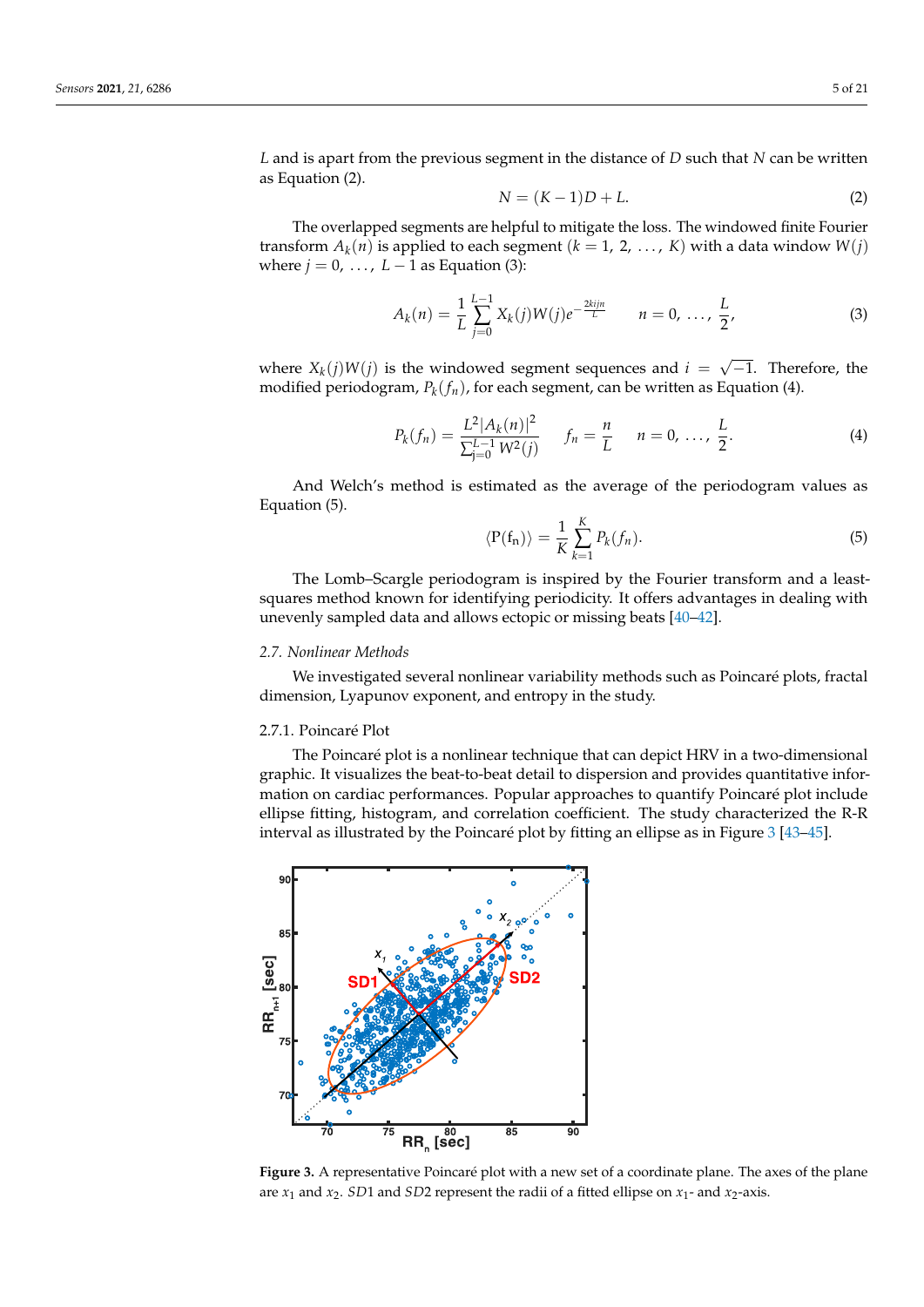$L$ and is apart from the previous segment in the distance of $D$ such that $N$ can be written as Equation (2).

$$N = (K-1)D + L. \tag{2}$$

The overlapped segments are helpful to mitigate the loss. The windowed finite Fourier transform $A_k(n)$ is applied to each segment ($k = 1, 2, \ldots, K$) with a data window $W(j)$ where $j = 0, \ldots, L-1$ as Equation (3):

$$A_k(n) = \frac{1}{L}\sum_{j=0}^{L-1} X_k(j)W(j)e^{-\frac{2kijn}{L}} \qquad n = 0, \ldots, \frac{L}{2}, \tag{3}$$

where $X_k(j)W(j)$ is the windowed segment sequences and $i = \sqrt{-1}$. Therefore, the modified periodogram, $P_k(f_n)$, for each segment, can be written as Equation (4).

$$P_k(f_n) = \frac{L^2|A_k(n)|^2}{\sum_{j=0}^{L-1} W^2(j)} \qquad f_n = \frac{n}{L} \qquad n = 0, \ldots, \frac{L}{2}. \tag{4}$$

And Welch's method is estimated as the average of the periodogram values as Equation (5).

$$\langle \mathrm{P}(\mathrm{f_n}) \rangle = \frac{1}{K}\sum_{k=1}^{K} P_k(f_n). \tag{5}$$

The Lomb–Scargle periodogram is inspired by the Fourier transform and a least-squares method known for identifying periodicity. It offers advantages in dealing with unevenly sampled data and allows ectopic or missing beats [40–42].

### 2.7. Nonlinear Methods

We investigated several nonlinear variability methods such as Poincaré plots, fractal dimension, Lyapunov exponent, and entropy in the study.

#### 2.7.1. Poincaré Plot

The Poincaré plot is a nonlinear technique that can depict HRV in a two-dimensional graphic. It visualizes the beat-to-beat detail to dispersion and provides quantitative information on cardiac performances. Popular approaches to quantify Poincaré plot include ellipse fitting, histogram, and correlation coefficient. The study characterized the R-R interval as illustrated by the Poincaré plot by fitting an ellipse as in Figure 3 [43–45].

**Figure 3.** A representative Poincaré plot with a new set of a coordinate plane. The axes of the plane are $x_1$ and $x_2$. $SD1$ and $SD2$ represent the radii of a fitted ellipse on $x_1$- and $x_2$-axis.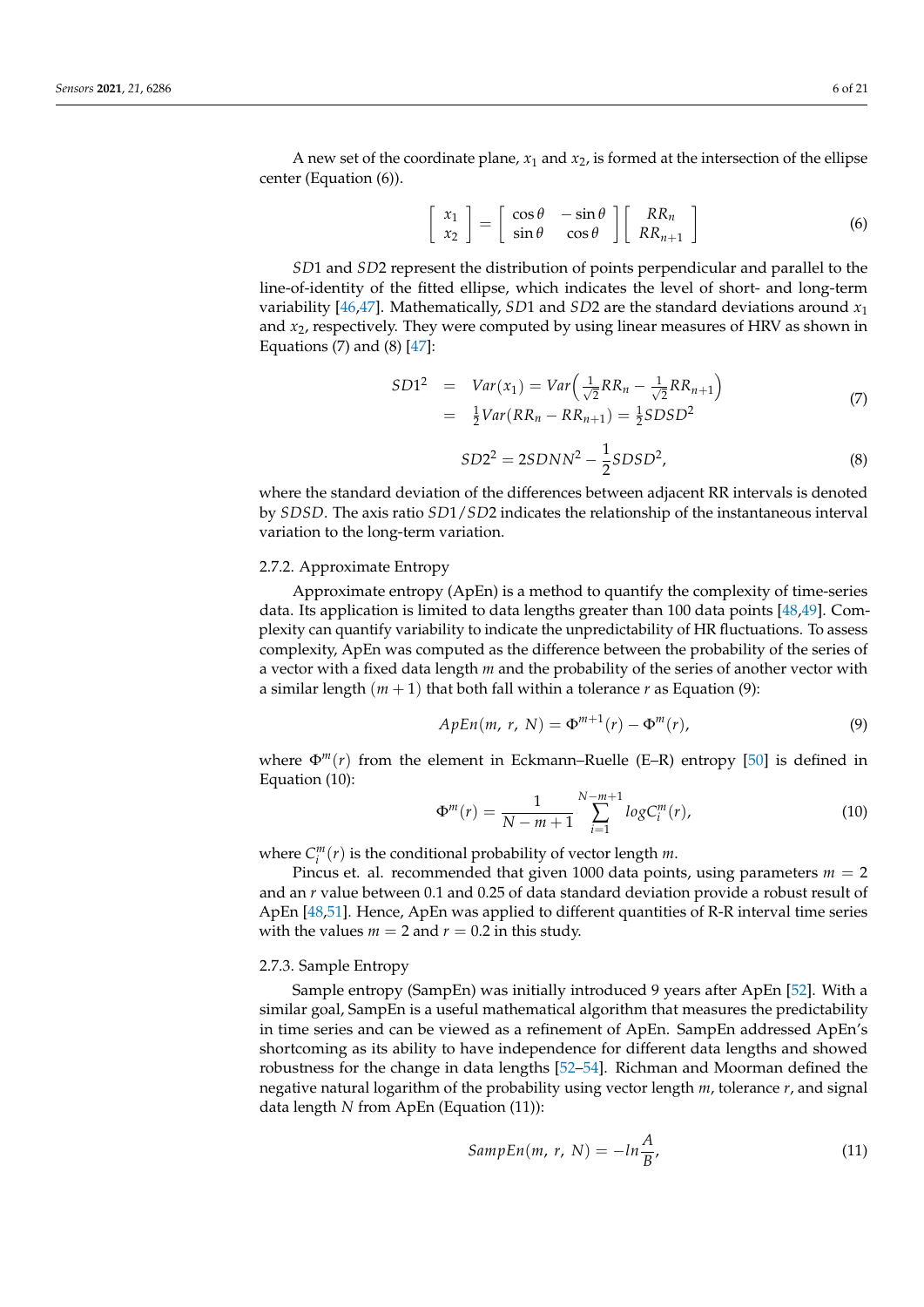A new set of the coordinate plane, $x_1$ and $x_2$, is formed at the intersection of the ellipse center (Equation (6)).

$$\begin{bmatrix} x_1 \\ x_2 \end{bmatrix} = \begin{bmatrix} \cos\theta & -\sin\theta \\ \sin\theta & \cos\theta \end{bmatrix} \begin{bmatrix} RR_n \\ RR_{n+1} \end{bmatrix} \tag{6}$$

$SD1$ and $SD2$ represent the distribution of points perpendicular and parallel to the line-of-identity of the fitted ellipse, which indicates the level of short- and long-term variability [46,47]. Mathematically, $SD1$ and $SD2$ are the standard deviations around $x_1$ and $x_2$, respectively. They were computed by using linear measures of HRV as shown in Equations (7) and (8) [47]:

$$\begin{aligned} SD1^2 &= Var(x_1) = Var\left(\tfrac{1}{\sqrt{2}}RR_n - \tfrac{1}{\sqrt{2}}RR_{n+1}\right) \\ &= \tfrac{1}{2}Var(RR_n - RR_{n+1}) = \tfrac{1}{2}SDSD^2 \end{aligned} \tag{7}$$

$$SD2^2 = 2SDNN^2 - \frac{1}{2}SDSD^2, \tag{8}$$

where the standard deviation of the differences between adjacent RR intervals is denoted by $SDSD$. The axis ratio $SD1/SD2$ indicates the relationship of the instantaneous interval variation to the long-term variation.

### 2.7.2. Approximate Entropy

Approximate entropy (ApEn) is a method to quantify the complexity of time-series data. Its application is limited to data lengths greater than 100 data points [48,49]. Complexity can quantify variability to indicate the unpredictability of HR fluctuations. To assess complexity, ApEn was computed as the difference between the probability of the series of a vector with a fixed data length $m$ and the probability of the series of another vector with a similar length $(m+1)$ that both fall within a tolerance $r$ as Equation (9):

$$ApEn(m,\ r,\ N) = \Phi^{m+1}(r) - \Phi^{m}(r), \tag{9}$$

where $\Phi^m(r)$ from the element in Eckmann–Ruelle (E–R) entropy [50] is defined in Equation (10):

$$\Phi^m(r) = \frac{1}{N-m+1}\sum_{i=1}^{N-m+1} logC_i^m(r), \tag{10}$$

where $C_i^m(r)$ is the conditional probability of vector length $m$.

Pincus et. al. recommended that given 1000 data points, using parameters $m = 2$ and an $r$ value between 0.1 and 0.25 of data standard deviation provide a robust result of ApEn [48,51]. Hence, ApEn was applied to different quantities of R-R interval time series with the values $m = 2$ and $r = 0.2$ in this study.

### 2.7.3. Sample Entropy

Sample entropy (SampEn) was initially introduced 9 years after ApEn [52]. With a similar goal, SampEn is a useful mathematical algorithm that measures the predictability in time series and can be viewed as a refinement of ApEn. SampEn addressed ApEn's shortcoming as its ability to have independence for different data lengths and showed robustness for the change in data lengths [52–54]. Richman and Moorman defined the negative natural logarithm of the probability using vector length $m$, tolerance $r$, and signal data length $N$ from ApEn (Equation (11)):

$$SampEn(m,\ r,\ N) = -ln\frac{A}{B}, \tag{11}$$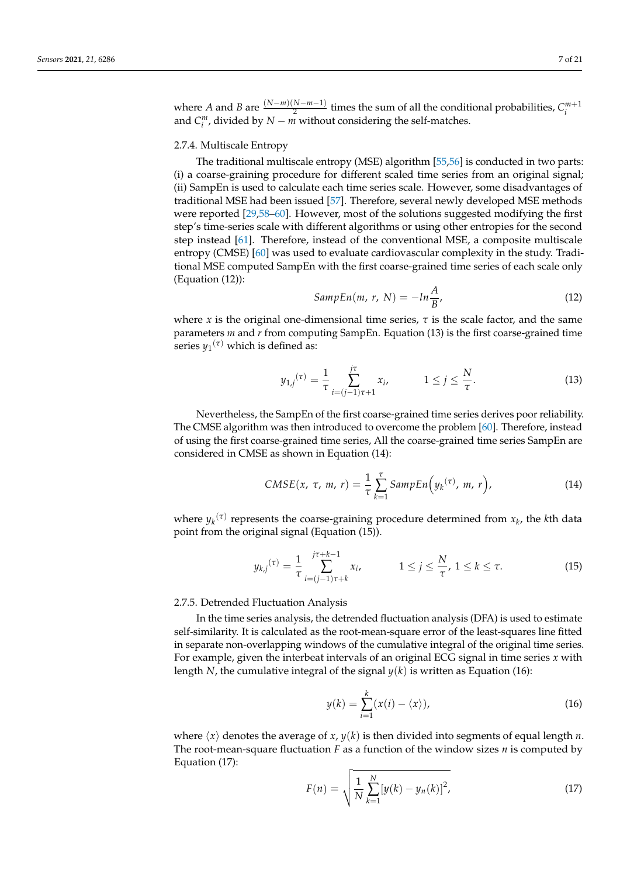where $A$ and $B$ are $\frac{(N-m)(N-m-1)}{2}$ times the sum of all the conditional probabilities, $C_i^{m+1}$ and $C_i^m$, divided by $N-m$ without considering the self-matches.

#### 2.7.4. Multiscale Entropy

The traditional multiscale entropy (MSE) algorithm [55,56] is conducted in two parts: (i) a coarse-graining procedure for different scaled time series from an original signal; (ii) SampEn is used to calculate each time series scale. However, some disadvantages of traditional MSE had been issued [57]. Therefore, several newly developed MSE methods were reported [29,58–60]. However, most of the solutions suggested modifying the first step's time-series scale with different algorithms or using other entropies for the second step instead [61]. Therefore, instead of the conventional MSE, a composite multiscale entropy (CMSE) [60] was used to evaluate cardiovascular complexity in the study. Traditional MSE computed SampEn with the first coarse-grained time series of each scale only (Equation (12)):

$$SampEn(m,\ r,\ N) = -ln\frac{A}{B}, \tag{12}$$

where $x$ is the original one-dimensional time series, $\tau$ is the scale factor, and the same parameters $m$ and $r$ from computing SampEn. Equation (13) is the first coarse-grained time series ${y_1}^{(\tau)}$ which is defined as:

$${y_{1,j}}^{(\tau)} = \frac{1}{\tau}\sum_{i=(j-1)\tau+1}^{j\tau} x_i, \qquad 1 \le j \le \frac{N}{\tau}. \tag{13}$$

Nevertheless, the SampEn of the first coarse-grained time series derives poor reliability. The CMSE algorithm was then introduced to overcome the problem [60]. Therefore, instead of using the first coarse-grained time series, All the coarse-grained time series SampEn are considered in CMSE as shown in Equation (14):

$$CMSE(x,\ \tau,\ m,\ r) = \frac{1}{\tau}\sum_{k=1}^{\tau} SampEn\left({y_k}^{(\tau)},\ m,\ r\right), \tag{14}$$

where ${y_k}^{(\tau)}$ represents the coarse-graining procedure determined from $x_k$, the $k$th data point from the original signal (Equation (15)).

$${y_{k,j}}^{(\tau)} = \frac{1}{\tau}\sum_{i=(j-1)\tau+k}^{j\tau+k-1} x_i, \qquad 1 \le j \le \frac{N}{\tau},\ 1 \le k \le \tau. \tag{15}$$

#### 2.7.5. Detrended Fluctuation Analysis

In the time series analysis, the detrended fluctuation analysis (DFA) is used to estimate self-similarity. It is calculated as the root-mean-square error of the least-squares line fitted in separate non-overlapping windows of the cumulative integral of the original time series. For example, given the interbeat intervals of an original ECG signal in time series $x$ with length $N$, the cumulative integral of the signal $y(k)$ is written as Equation (16):

$$y(k) = \sum_{i=1}^{k}(x(i) - \langle x \rangle), \tag{16}$$

where $\langle x \rangle$ denotes the average of $x$, $y(k)$ is then divided into segments of equal length $n$. The root-mean-square fluctuation $F$ as a function of the window sizes $n$ is computed by Equation (17):

$$F(n) = \sqrt{\frac{1}{N}\sum_{k=1}^{N}[y(k) - y_n(k)]^2}, \tag{17}$$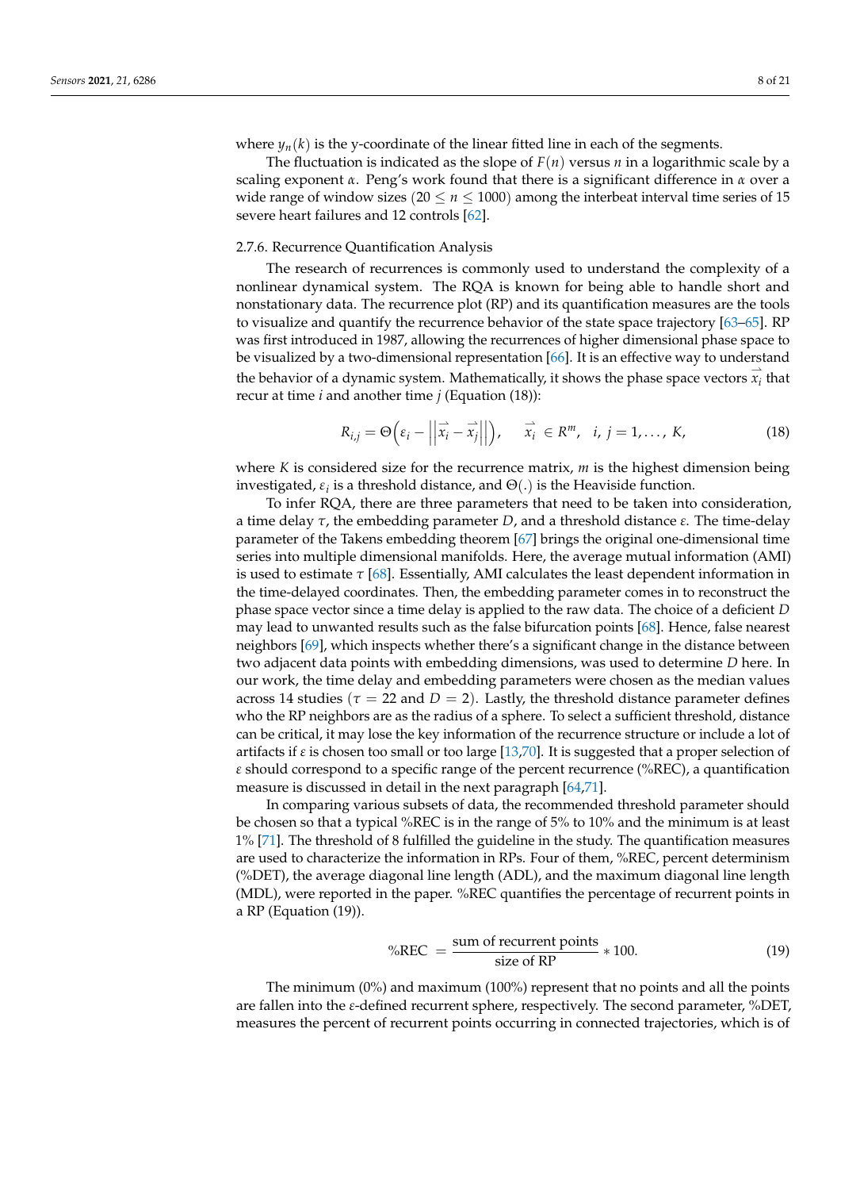where $y_n(k)$ is the y-coordinate of the linear fitted line in each of the segments.

The fluctuation is indicated as the slope of $F(n)$ versus $n$ in a logarithmic scale by a scaling exponent $\alpha$. Peng's work found that there is a significant difference in $\alpha$ over a wide range of window sizes ($20 \leq n \leq 1000$) among the interbeat interval time series of 15 severe heart failures and 12 controls [62].

#### 2.7.6. Recurrence Quantification Analysis

The research of recurrences is commonly used to understand the complexity of a nonlinear dynamical system. The RQA is known for being able to handle short and nonstationary data. The recurrence plot (RP) and its quantification measures are the tools to visualize and quantify the recurrence behavior of the state space trajectory [63–65]. RP was first introduced in 1987, allowing the recurrences of higher dimensional phase space to be visualized by a two-dimensional representation [66]. It is an effective way to understand the behavior of a dynamic system. Mathematically, it shows the phase space vectors $\vec{x_i}$ that recur at time $i$ and another time $j$ (Equation (18)):

$$R_{i,j} = \Theta\left(\varepsilon_i - \left|\left|\vec{x_i} - \vec{x_j}\right|\right|\right), \quad \vec{x_i} \in R^m, \quad i, j = 1, \ldots, K, \tag{18}$$

where $K$ is considered size for the recurrence matrix, $m$ is the highest dimension being investigated, $\varepsilon_i$ is a threshold distance, and $\Theta(.)$ is the Heaviside function.

To infer RQA, there are three parameters that need to be taken into consideration, a time delay $\tau$, the embedding parameter $D$, and a threshold distance $\varepsilon$. The time-delay parameter of the Takens embedding theorem [67] brings the original one-dimensional time series into multiple dimensional manifolds. Here, the average mutual information (AMI) is used to estimate $\tau$ [68]. Essentially, AMI calculates the least dependent information in the time-delayed coordinates. Then, the embedding parameter comes in to reconstruct the phase space vector since a time delay is applied to the raw data. The choice of a deficient $D$ may lead to unwanted results such as the false bifurcation points [68]. Hence, false nearest neighbors [69], which inspects whether there's a significant change in the distance between two adjacent data points with embedding dimensions, was used to determine $D$ here. In our work, the time delay and embedding parameters were chosen as the median values across 14 studies ($\tau = 22$ and $D = 2$). Lastly, the threshold distance parameter defines who the RP neighbors are as the radius of a sphere. To select a sufficient threshold, distance can be critical, it may lose the key information of the recurrence structure or include a lot of artifacts if $\varepsilon$ is chosen too small or too large [13,70]. It is suggested that a proper selection of $\varepsilon$ should correspond to a specific range of the percent recurrence (%REC), a quantification measure is discussed in detail in the next paragraph [64,71].

In comparing various subsets of data, the recommended threshold parameter should be chosen so that a typical %REC is in the range of 5% to 10% and the minimum is at least 1% [71]. The threshold of 8 fulfilled the guideline in the study. The quantification measures are used to characterize the information in RPs. Four of them, %REC, percent determinism (%DET), the average diagonal line length (ADL), and the maximum diagonal line length (MDL), were reported in the paper. %REC quantifies the percentage of recurrent points in a RP (Equation (19)).

$$\%\text{REC} = \frac{\text{sum of recurrent points}}{\text{size of RP}} * 100. \tag{19}$$

The minimum (0%) and maximum (100%) represent that no points and all the points are fallen into the $\varepsilon$-defined recurrent sphere, respectively. The second parameter, %DET, measures the percent of recurrent points occurring in connected trajectories, which is of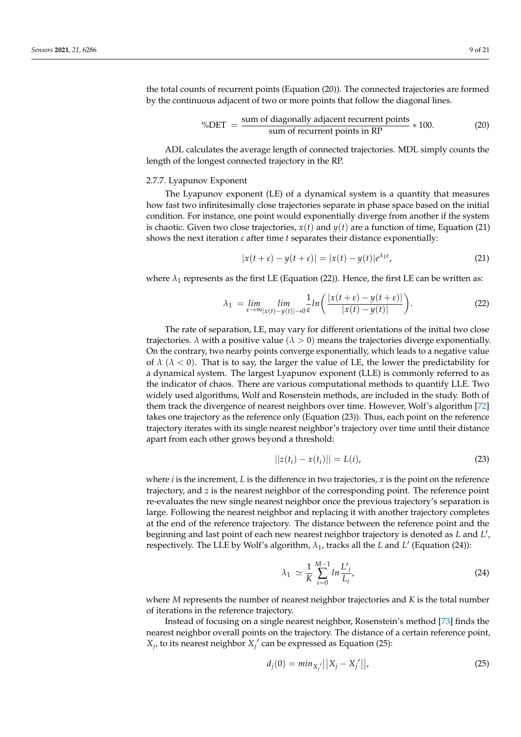the total counts of recurrent points (Equation (20)). The connected trajectories are formed by the continuous adjacent of two or more points that follow the diagonal lines.

$$\%\text{DET} = \frac{\text{sum of diagonally adjacent recurrent points}}{\text{sum of recurrent points in RP}} * 100. \tag{20}$$

ADL calculates the average length of connected trajectories. MDL simply counts the length of the longest connected trajectory in the RP.

### 2.7.7. Lyapunov Exponent

The Lyapunov exponent (LE) of a dynamical system is a quantity that measures how fast two infinitesimally close trajectories separate in phase space based on the initial condition. For instance, one point would exponentially diverge from another if the system is chaotic. Given two close trajectories, $x(t)$ and $y(t)$ are a function of time, Equation (21) shows the next iteration $\varepsilon$ after time $t$ separates their distance exponentially:

$$|x(t+\varepsilon) - y(t+\varepsilon)| = |x(t) - y(t)|e^{\lambda_1 \varepsilon}, \tag{21}$$

where $\lambda_1$ represents as the first LE (Equation (22)). Hence, the first LE can be written as:

$$\lambda_1 = \lim_{\varepsilon \to \infty} \lim_{|x(t)-y(t)| \to 0} \frac{1}{\varepsilon} ln\left(\frac{|x(t+\varepsilon) - y(t+\varepsilon)|}{|x(t) - y(t)|}\right). \tag{22}$$

The rate of separation, LE, may vary for different orientations of the initial two close trajectories. $\lambda$ with a positive value $(\lambda > 0)$ means the trajectories diverge exponentially. On the contrary, two nearby points converge exponentially, which leads to a negative value of $\lambda$ $(\lambda < 0)$. That is to say, the larger the value of LE, the lower the predictability for a dynamical system. The largest Lyapunov exponent (LLE) is commonly referred to as the indicator of chaos. There are various computational methods to quantify LLE. Two widely used algorithms, Wolf and Rosenstein methods, are included in the study. Both of them track the divergence of nearest neighbors over time. However, Wolf's algorithm [72] takes one trajectory as the reference only (Equation (23)). Thus, each point on the reference trajectory iterates with its single nearest neighbor's trajectory over time until their distance apart from each other grows beyond a threshold:

$$||z(t_i) - x(t_i)|| = L(i), \tag{23}$$

where $i$ is the increment, $L$ is the difference in two trajectories, $x$ is the point on the reference trajectory, and $z$ is the nearest neighbor of the corresponding point. The reference point re-evaluates the new single nearest neighbor once the previous trajectory's separation is large. Following the nearest neighbor and replacing it with another trajectory completes at the end of the reference trajectory. The distance between the reference point and the beginning and last point of each new nearest neighbor trajectory is denoted as $L$ and $L'$, respectively. The LLE by Wolf's algorithm, $\lambda_1$, tracks all the $L$ and $L'$ (Equation (24)):

$$\lambda_1 \simeq \frac{1}{K} \sum_{i=0}^{M-1} ln \frac{L'_i}{L_i}, \tag{24}$$

where $M$ represents the number of nearest neighbor trajectories and $K$ is the total number of iterations in the reference trajectory.

Instead of focusing on a single nearest neighbor, Rosenstein's method [73] finds the nearest neighbor overall points on the trajectory. The distance of a certain reference point, $X_j$, to its nearest neighbor $X_j{}'$ can be expressed as Equation (25):

$$d_j(0) = min_{X_j{}'} \left|\left|X_j - X_j{}'\right|\right|, \tag{25}$$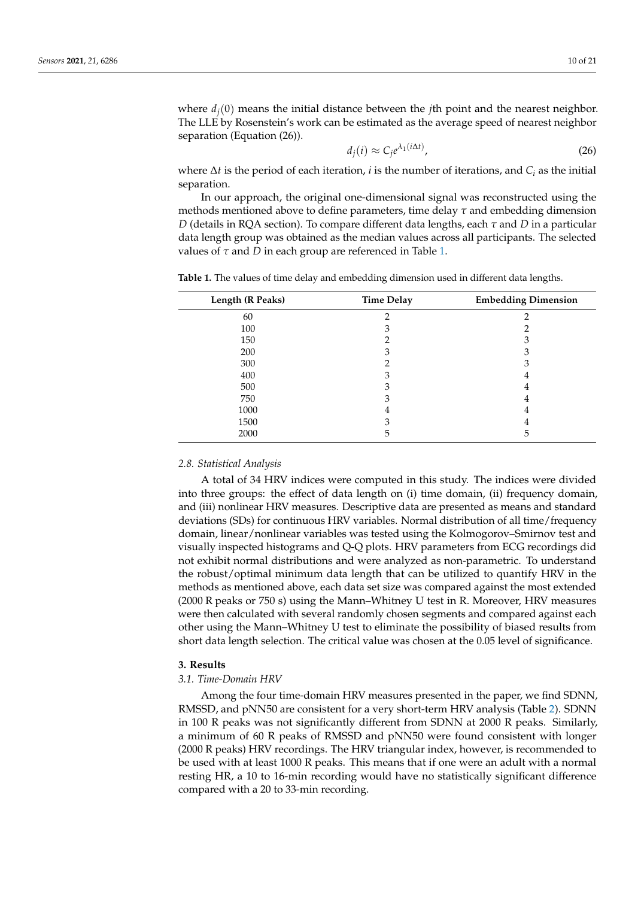where $d_j(0)$ means the initial distance between the $j$th point and the nearest neighbor. The LLE by Rosenstein's work can be estimated as the average speed of nearest neighbor separation (Equation (26)).

$$d_j(i) \approx C_j e^{\lambda_1 (i \Delta t)}, \tag{26}$$

where $\Delta t$ is the period of each iteration, $i$ is the number of iterations, and $C_i$ as the initial separation.

In our approach, the original one-dimensional signal was reconstructed using the methods mentioned above to define parameters, time delay $\tau$ and embedding dimension $D$ (details in RQA section). To compare different data lengths, each $\tau$ and $D$ in a particular data length group was obtained as the median values across all participants. The selected values of $\tau$ and $D$ in each group are referenced in Table 1.

**Table 1.** The values of time delay and embedding dimension used in different data lengths.

| Length (R Peaks) | Time Delay | Embedding Dimension |
|---|---|---|
| 60 | 2 | 2 |
| 100 | 3 | 2 |
| 150 | 2 | 3 |
| 200 | 3 | 3 |
| 300 | 2 | 3 |
| 400 | 3 | 4 |
| 500 | 3 | 4 |
| 750 | 3 | 4 |
| 1000 | 4 | 4 |
| 1500 | 3 | 4 |
| 2000 | 5 | 5 |

### *2.8. Statistical Analysis*

A total of 34 HRV indices were computed in this study. The indices were divided into three groups: the effect of data length on (i) time domain, (ii) frequency domain, and (iii) nonlinear HRV measures. Descriptive data are presented as means and standard deviations (SDs) for continuous HRV variables. Normal distribution of all time/frequency domain, linear/nonlinear variables was tested using the Kolmogorov–Smirnov test and visually inspected histograms and Q-Q plots. HRV parameters from ECG recordings did not exhibit normal distributions and were analyzed as non-parametric. To understand the robust/optimal minimum data length that can be utilized to quantify HRV in the methods as mentioned above, each data set size was compared against the most extended (2000 R peaks or 750 s) using the Mann–Whitney U test in R. Moreover, HRV measures were then calculated with several randomly chosen segments and compared against each other using the Mann–Whitney U test to eliminate the possibility of biased results from short data length selection. The critical value was chosen at the 0.05 level of significance.

## **3. Results**

### *3.1. Time-Domain HRV*

Among the four time-domain HRV measures presented in the paper, we find SDNN, RMSSD, and pNN50 are consistent for a very short-term HRV analysis (Table 2). SDNN in 100 R peaks was not significantly different from SDNN at 2000 R peaks. Similarly, a minimum of 60 R peaks of RMSSD and pNN50 were found consistent with longer (2000 R peaks) HRV recordings. The HRV triangular index, however, is recommended to be used with at least 1000 R peaks. This means that if one were an adult with a normal resting HR, a 10 to 16-min recording would have no statistically significant difference compared with a 20 to 33-min recording.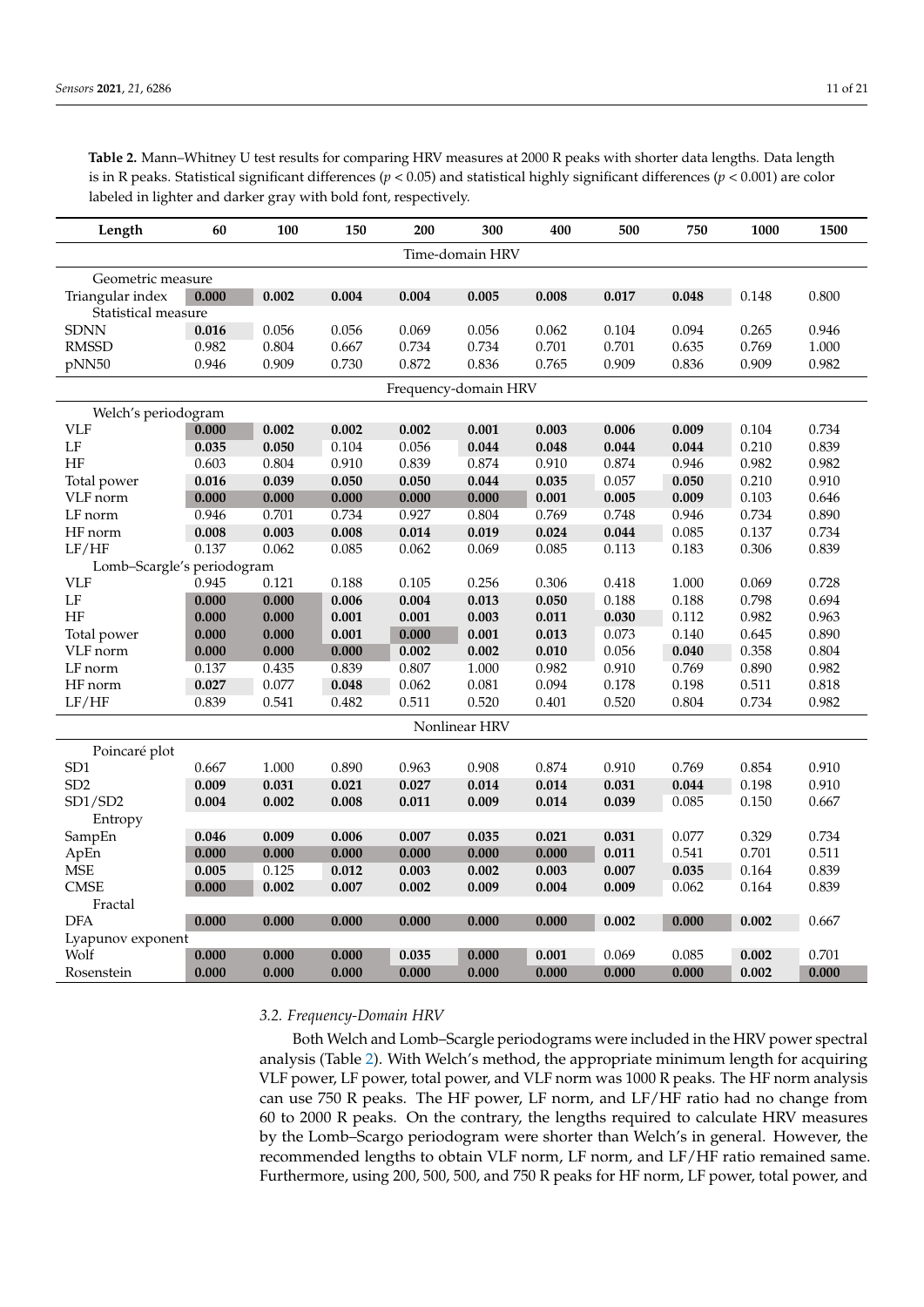**Table 2.** Mann–Whitney U test results for comparing HRV measures at 2000 R peaks with shorter data lengths. Data length is in R peaks. Statistical significant differences ($p < 0.05$) and statistical highly significant differences ($p < 0.001$) are color labeled in lighter and darker gray with bold font, respectively.

| Length | 60 | 100 | 150 | 200 | 300 | 400 | 500 | 750 | 1000 | 1500 |
|---|---|---|---|---|---|---|---|---|---|---|
| **Time-domain HRV** | | | | | | | | | | |
| Geometric measure | | | | | | | | | | |
| Triangular index | **0.000** | **0.002** | **0.004** | **0.004** | **0.005** | **0.008** | **0.017** | **0.048** | 0.148 | 0.800 |
| Statistical measure | | | | | | | | | | |
| SDNN | **0.016** | 0.056 | 0.056 | 0.069 | 0.056 | 0.062 | 0.104 | 0.094 | 0.265 | 0.946 |
| RMSSD | 0.982 | 0.804 | 0.667 | 0.734 | 0.734 | 0.701 | 0.701 | 0.635 | 0.769 | 1.000 |
| pNN50 | 0.946 | 0.909 | 0.730 | 0.872 | 0.836 | 0.765 | 0.909 | 0.836 | 0.909 | 0.982 |
| **Frequency-domain HRV** | | | | | | | | | | |
| Welch's periodogram | | | | | | | | | | |
| VLF | **0.000** | **0.002** | **0.002** | **0.002** | **0.001** | **0.003** | **0.006** | **0.009** | 0.104 | 0.734 |
| LF | **0.035** | **0.050** | 0.104 | 0.056 | **0.044** | **0.048** | **0.044** | **0.044** | 0.210 | 0.839 |
| HF | 0.603 | 0.804 | 0.910 | 0.839 | 0.874 | 0.910 | 0.874 | 0.946 | 0.982 | 0.982 |
| Total power | **0.016** | **0.039** | **0.050** | **0.050** | **0.044** | **0.035** | 0.057 | **0.050** | 0.210 | 0.910 |
| VLF norm | **0.000** | **0.000** | **0.000** | **0.000** | **0.000** | **0.001** | **0.005** | **0.009** | 0.103 | 0.646 |
| LF norm | 0.946 | 0.701 | 0.734 | 0.927 | 0.804 | 0.769 | 0.748 | 0.946 | 0.734 | 0.890 |
| HF norm | **0.008** | **0.003** | **0.008** | **0.014** | **0.019** | **0.024** | **0.044** | 0.085 | 0.137 | 0.734 |
| LF/HF | 0.137 | 0.062 | 0.085 | 0.062 | 0.069 | 0.085 | 0.113 | 0.183 | 0.306 | 0.839 |
| Lomb–Scargle's periodogram | | | | | | | | | | |
| VLF | 0.945 | 0.121 | 0.188 | 0.105 | 0.256 | 0.306 | 0.418 | 1.000 | 0.069 | 0.728 |
| LF | **0.000** | **0.000** | **0.006** | **0.004** | **0.013** | **0.050** | 0.188 | 0.188 | 0.798 | 0.694 |
| HF | **0.000** | **0.000** | **0.001** | **0.001** | **0.003** | **0.011** | **0.030** | 0.112 | 0.982 | 0.963 |
| Total power | **0.000** | **0.000** | **0.001** | **0.000** | **0.001** | **0.013** | 0.073 | 0.140 | 0.645 | 0.890 |
| VLF norm | **0.000** | **0.000** | **0.000** | **0.002** | **0.002** | **0.010** | 0.056 | **0.040** | 0.358 | 0.804 |
| LF norm | 0.137 | 0.435 | 0.839 | 0.807 | 1.000 | 0.982 | 0.910 | 0.769 | 0.890 | 0.982 |
| HF norm | **0.027** | 0.077 | **0.048** | 0.062 | 0.081 | 0.094 | 0.178 | 0.198 | 0.511 | 0.818 |
| LF/HF | 0.839 | 0.541 | 0.482 | 0.511 | 0.520 | 0.401 | 0.520 | 0.804 | 0.734 | 0.982 |
| **Nonlinear HRV** | | | | | | | | | | |
| Poincaré plot | | | | | | | | | | |
| SD1 | 0.667 | 1.000 | 0.890 | 0.963 | 0.908 | 0.874 | 0.910 | 0.769 | 0.854 | 0.910 |
| SD2 | **0.009** | **0.031** | **0.021** | **0.027** | **0.014** | **0.014** | **0.031** | **0.044** | 0.198 | 0.910 |
| SD1/SD2 | **0.004** | **0.002** | **0.008** | **0.011** | **0.009** | **0.014** | **0.039** | 0.085 | 0.150 | 0.667 |
| Entropy | | | | | | | | | | |
| SampEn | **0.046** | **0.009** | **0.006** | **0.007** | **0.035** | **0.021** | **0.031** | 0.077 | 0.329 | 0.734 |
| ApEn | **0.000** | **0.000** | **0.000** | **0.000** | **0.000** | **0.000** | **0.011** | 0.541 | 0.701 | 0.511 |
| MSE | **0.005** | 0.125 | **0.012** | **0.003** | **0.002** | **0.003** | **0.007** | **0.035** | 0.164 | 0.839 |
| CMSE | **0.000** | **0.002** | **0.007** | **0.002** | **0.009** | **0.004** | **0.009** | 0.062 | 0.164 | 0.839 |
| Fractal | | | | | | | | | | |
| DFA | **0.000** | **0.000** | **0.000** | **0.000** | **0.000** | **0.000** | **0.002** | **0.000** | **0.002** | 0.667 |
| Lyapunov exponent | | | | | | | | | | |
| Wolf | **0.000** | **0.000** | **0.000** | **0.035** | **0.000** | **0.001** | 0.069 | 0.085 | **0.002** | 0.701 |
| Rosenstein | **0.000** | **0.000** | **0.000** | **0.000** | **0.000** | **0.000** | **0.000** | **0.000** | **0.002** | **0.000** |

### *3.2. Frequency-Domain HRV*

Both Welch and Lomb–Scargle periodograms were included in the HRV power spectral analysis (Table 2). With Welch's method, the appropriate minimum length for acquiring VLF power, LF power, total power, and VLF norm was 1000 R peaks. The HF norm analysis can use 750 R peaks. The HF power, LF norm, and LF/HF ratio had no change from 60 to 2000 R peaks. On the contrary, the lengths required to calculate HRV measures by the Lomb–Scargo periodogram were shorter than Welch's in general. However, the recommended lengths to obtain VLF norm, LF norm, and LF/HF ratio remained same. Furthermore, using 200, 500, 500, and 750 R peaks for HF norm, LF power, total power, and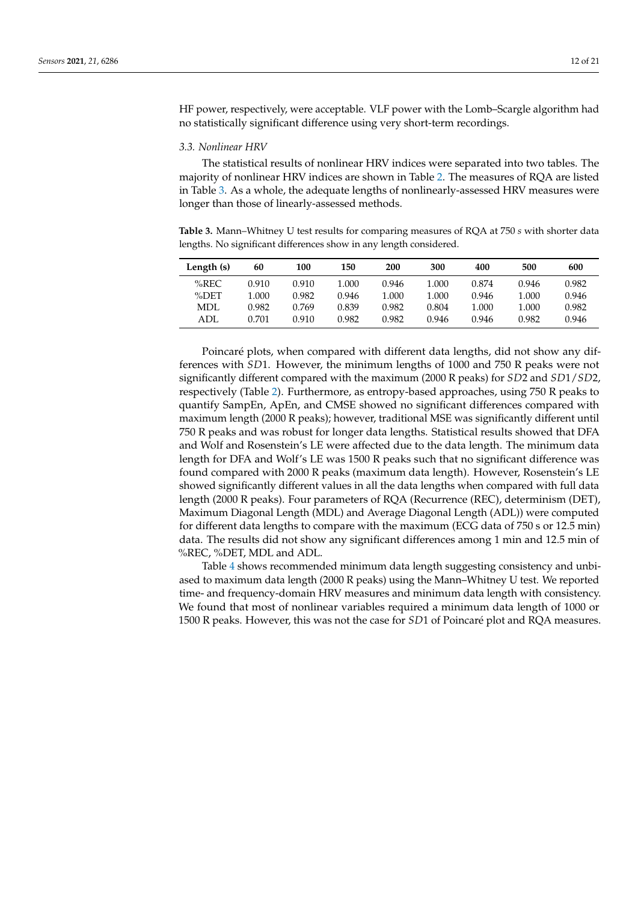HF power, respectively, were acceptable. VLF power with the Lomb–Scargle algorithm had no statistically significant difference using very short-term recordings.

### 3.3. Nonlinear HRV

The statistical results of nonlinear HRV indices were separated into two tables. The majority of nonlinear HRV indices are shown in Table 2. The measures of RQA are listed in Table 3. As a whole, the adequate lengths of nonlinearly-assessed HRV measures were longer than those of linearly-assessed methods.

**Table 3.** Mann–Whitney U test results for comparing measures of RQA at 750 *s* with shorter data lengths. No significant differences show in any length considered.

| Length (s) | 60 | 100 | 150 | 200 | 300 | 400 | 500 | 600 |
|---|---|---|---|---|---|---|---|---|
| %REC | 0.910 | 0.910 | 1.000 | 0.946 | 1.000 | 0.874 | 0.946 | 0.982 |
| %DET | 1.000 | 0.982 | 0.946 | 1.000 | 1.000 | 0.946 | 1.000 | 0.946 |
| MDL | 0.982 | 0.769 | 0.839 | 0.982 | 0.804 | 1.000 | 1.000 | 0.982 |
| ADL | 0.701 | 0.910 | 0.982 | 0.982 | 0.946 | 0.946 | 0.982 | 0.946 |

Poincaré plots, when compared with different data lengths, did not show any differences with $SD1$. However, the minimum lengths of 1000 and 750 R peaks were not significantly different compared with the maximum (2000 R peaks) for $SD2$ and $SD1/SD2$, respectively (Table 2). Furthermore, as entropy-based approaches, using 750 R peaks to quantify SampEn, ApEn, and CMSE showed no significant differences compared with maximum length (2000 R peaks); however, traditional MSE was significantly different until 750 R peaks and was robust for longer data lengths. Statistical results showed that DFA and Wolf and Rosenstein's LE were affected due to the data length. The minimum data length for DFA and Wolf's LE was 1500 R peaks such that no significant difference was found compared with 2000 R peaks (maximum data length). However, Rosenstein's LE showed significantly different values in all the data lengths when compared with full data length (2000 R peaks). Four parameters of RQA (Recurrence (REC), determinism (DET), Maximum Diagonal Length (MDL) and Average Diagonal Length (ADL)) were computed for different data lengths to compare with the maximum (ECG data of 750 s or 12.5 min) data. The results did not show any significant differences among 1 min and 12.5 min of %REC, %DET, MDL and ADL.

Table 4 shows recommended minimum data length suggesting consistency and unbiased to maximum data length (2000 R peaks) using the Mann–Whitney U test. We reported time- and frequency-domain HRV measures and minimum data length with consistency. We found that most of nonlinear variables required a minimum data length of 1000 or 1500 R peaks. However, this was not the case for $SD1$ of Poincaré plot and RQA measures.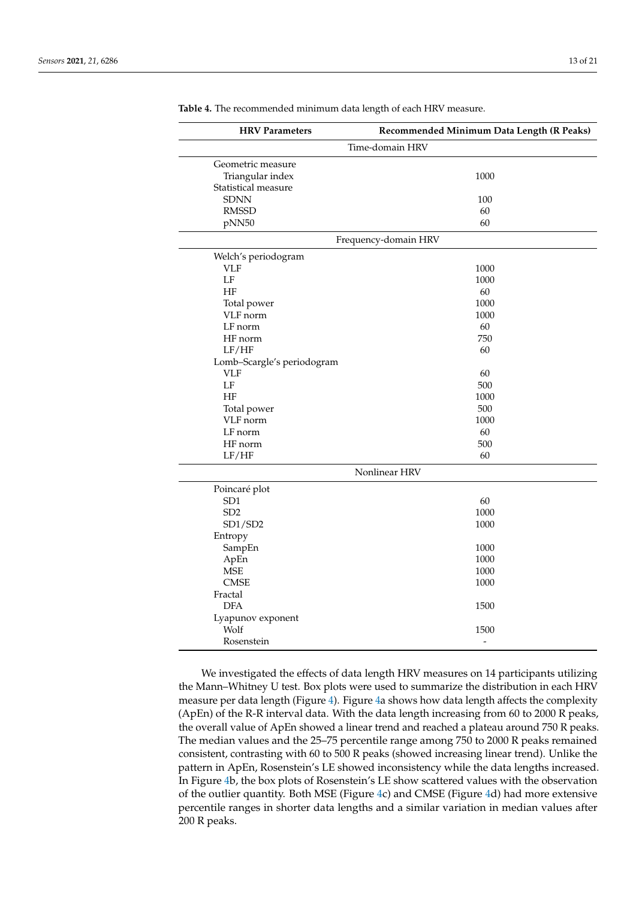**Table 4.** The recommended minimum data length of each HRV measure.

| HRV Parameters | Recommended Minimum Data Length (R Peaks) |
|---|---|
| Time-domain HRV | |
| Geometric measure | |
| Triangular index | 1000 |
| Statistical measure | |
| SDNN | 100 |
| RMSSD | 60 |
| pNN50 | 60 |
| Frequency-domain HRV | |
| Welch's periodogram | |
| VLF | 1000 |
| LF | 1000 |
| HF | 60 |
| Total power | 1000 |
| VLF norm | 1000 |
| LF norm | 60 |
| HF norm | 750 |
| LF/HF | 60 |
| Lomb–Scargle's periodogram | |
| VLF | 60 |
| LF | 500 |
| HF | 1000 |
| Total power | 500 |
| VLF norm | 1000 |
| LF norm | 60 |
| HF norm | 500 |
| LF/HF | 60 |
| Nonlinear HRV | |
| Poincaré plot | |
| SD1 | 60 |
| SD2 | 1000 |
| SD1/SD2 | 1000 |
| Entropy | |
| SampEn | 1000 |
| ApEn | 1000 |
| MSE | 1000 |
| CMSE | 1000 |
| Fractal | |
| DFA | 1500 |
| Lyapunov exponent | |
| Wolf | 1500 |
| Rosenstein | - |

We investigated the effects of data length HRV measures on 14 participants utilizing the Mann–Whitney U test. Box plots were used to summarize the distribution in each HRV measure per data length (Figure 4). Figure 4a shows how data length affects the complexity (ApEn) of the R-R interval data. With the data length increasing from 60 to 2000 R peaks, the overall value of ApEn showed a linear trend and reached a plateau around 750 R peaks. The median values and the 25–75 percentile range among 750 to 2000 R peaks remained consistent, contrasting with 60 to 500 R peaks (showed increasing linear trend). Unlike the pattern in ApEn, Rosenstein's LE showed inconsistency while the data lengths increased. In Figure 4b, the box plots of Rosenstein's LE show scattered values with the observation of the outlier quantity. Both MSE (Figure 4c) and CMSE (Figure 4d) had more extensive percentile ranges in shorter data lengths and a similar variation in median values after 200 R peaks.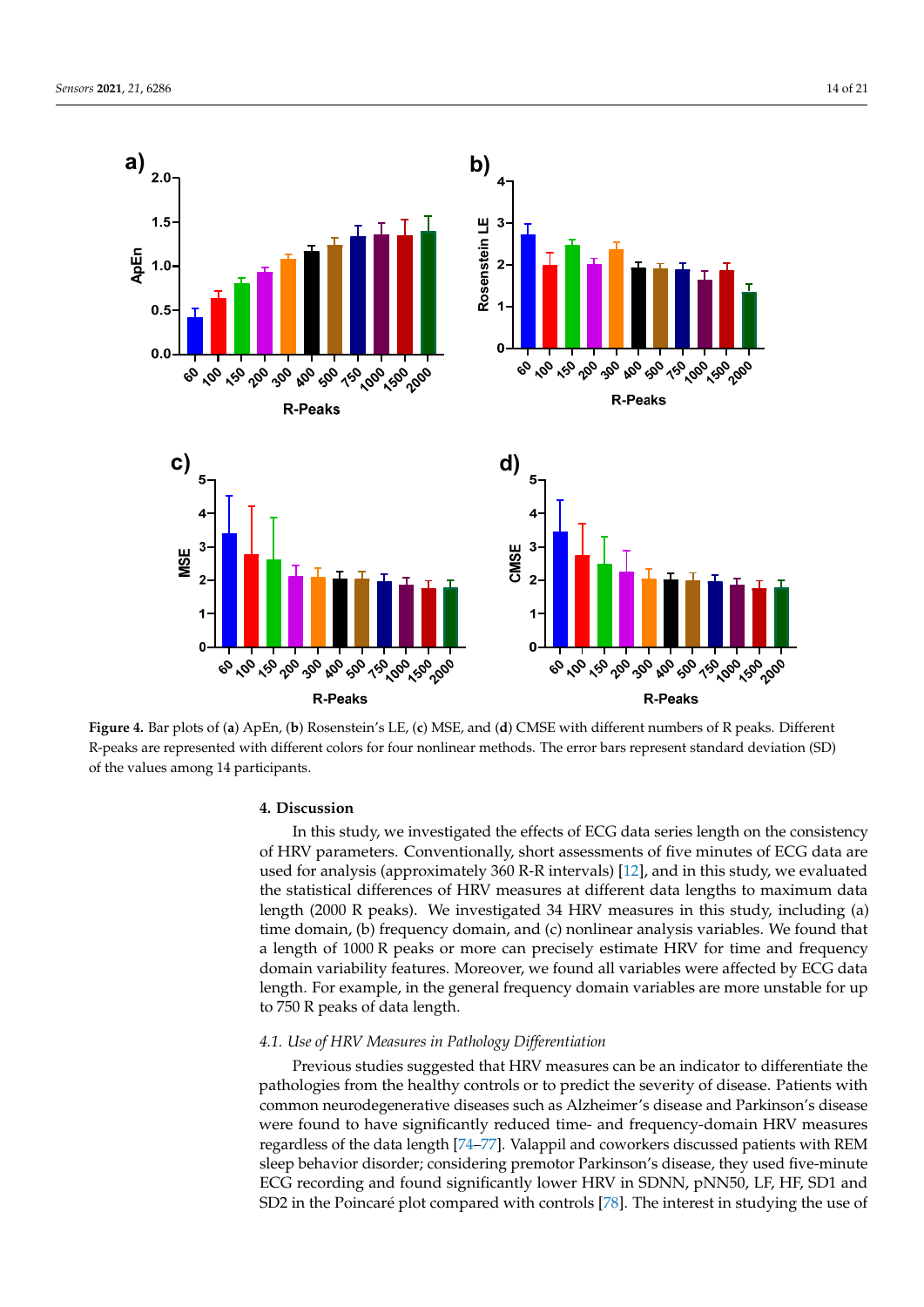**Figure 4.** Bar plots of (**a**) ApEn, (**b**) Rosenstein's LE, (**c**) MSE, and (**d**) CMSE with different numbers of R peaks. Different R-peaks are represented with different colors for four nonlinear methods. The error bars represent standard deviation (SD) of the values among 14 participants.

## 4. Discussion

In this study, we investigated the effects of ECG data series length on the consistency of HRV parameters. Conventionally, short assessments of five minutes of ECG data are used for analysis (approximately 360 R-R intervals) [12], and in this study, we evaluated the statistical differences of HRV measures at different data lengths to maximum data length (2000 R peaks). We investigated 34 HRV measures in this study, including (a) time domain, (b) frequency domain, and (c) nonlinear analysis variables. We found that a length of 1000 R peaks or more can precisely estimate HRV for time and frequency domain variability features. Moreover, we found all variables were affected by ECG data length. For example, in the general frequency domain variables are more unstable for up to 750 R peaks of data length.

### *4.1. Use of HRV Measures in Pathology Differentiation*

Previous studies suggested that HRV measures can be an indicator to differentiate the pathologies from the healthy controls or to predict the severity of disease. Patients with common neurodegenerative diseases such as Alzheimer's disease and Parkinson's disease were found to have significantly reduced time- and frequency-domain HRV measures regardless of the data length [74–77]. Valappil and coworkers discussed patients with REM sleep behavior disorder; considering premotor Parkinson's disease, they used five-minute ECG recording and found significantly lower HRV in SDNN, pNN50, LF, HF, SD1 and SD2 in the Poincaré plot compared with controls [78]. The interest in studying the use of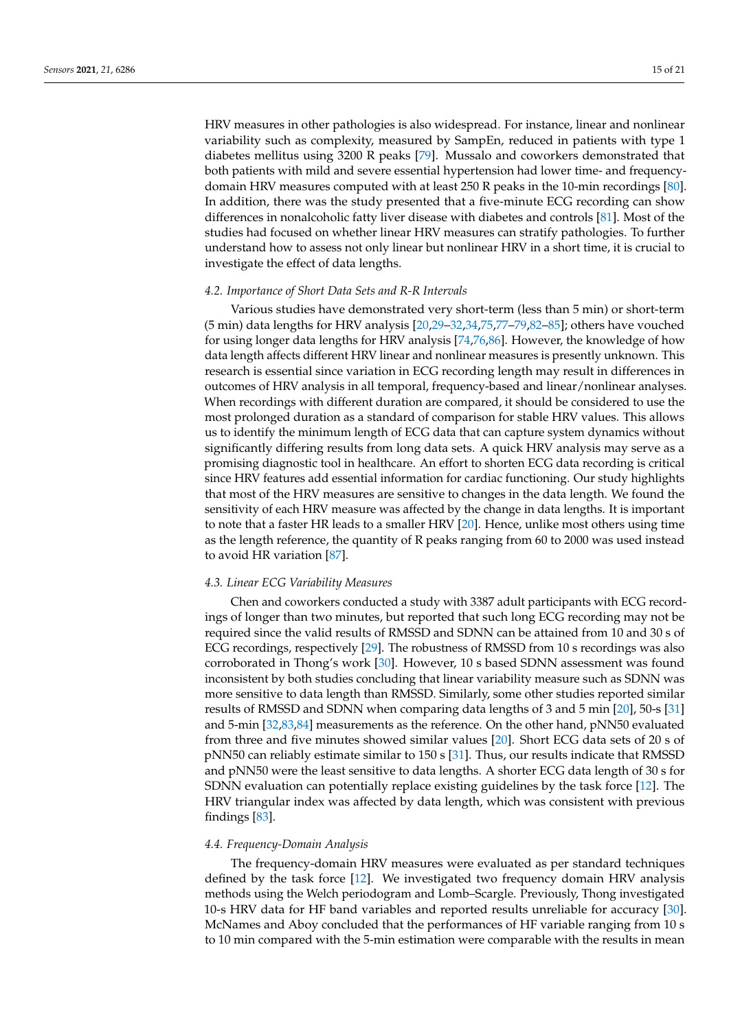HRV measures in other pathologies is also widespread. For instance, linear and nonlinear variability such as complexity, measured by SampEn, reduced in patients with type 1 diabetes mellitus using 3200 R peaks [79]. Mussalo and coworkers demonstrated that both patients with mild and severe essential hypertension had lower time- and frequency-domain HRV measures computed with at least 250 R peaks in the 10-min recordings [80]. In addition, there was the study presented that a five-minute ECG recording can show differences in nonalcoholic fatty liver disease with diabetes and controls [81]. Most of the studies had focused on whether linear HRV measures can stratify pathologies. To further understand how to assess not only linear but nonlinear HRV in a short time, it is crucial to investigate the effect of data lengths.

### 4.2. Importance of Short Data Sets and R-R Intervals

Various studies have demonstrated very short-term (less than 5 min) or short-term (5 min) data lengths for HRV analysis [20,29–32,34,75,77–79,82–85]; others have vouched for using longer data lengths for HRV analysis [74,76,86]. However, the knowledge of how data length affects different HRV linear and nonlinear measures is presently unknown. This research is essential since variation in ECG recording length may result in differences in outcomes of HRV analysis in all temporal, frequency-based and linear/nonlinear analyses. When recordings with different duration are compared, it should be considered to use the most prolonged duration as a standard of comparison for stable HRV values. This allows us to identify the minimum length of ECG data that can capture system dynamics without significantly differing results from long data sets. A quick HRV analysis may serve as a promising diagnostic tool in healthcare. An effort to shorten ECG data recording is critical since HRV features add essential information for cardiac functioning. Our study highlights that most of the HRV measures are sensitive to changes in the data length. We found the sensitivity of each HRV measure was affected by the change in data lengths. It is important to note that a faster HR leads to a smaller HRV [20]. Hence, unlike most others using time as the length reference, the quantity of R peaks ranging from 60 to 2000 was used instead to avoid HR variation [87].

### 4.3. Linear ECG Variability Measures

Chen and coworkers conducted a study with 3387 adult participants with ECG recordings of longer than two minutes, but reported that such long ECG recording may not be required since the valid results of RMSSD and SDNN can be attained from 10 and 30 s of ECG recordings, respectively [29]. The robustness of RMSSD from 10 s recordings was also corroborated in Thong's work [30]. However, 10 s based SDNN assessment was found inconsistent by both studies concluding that linear variability measure such as SDNN was more sensitive to data length than RMSSD. Similarly, some other studies reported similar results of RMSSD and SDNN when comparing data lengths of 3 and 5 min [20], 50-s [31] and 5-min [32,83,84] measurements as the reference. On the other hand, pNN50 evaluated from three and five minutes showed similar values [20]. Short ECG data sets of 20 s of pNN50 can reliably estimate similar to 150 s [31]. Thus, our results indicate that RMSSD and pNN50 were the least sensitive to data lengths. A shorter ECG data length of 30 s for SDNN evaluation can potentially replace existing guidelines by the task force [12]. The HRV triangular index was affected by data length, which was consistent with previous findings [83].

### 4.4. Frequency-Domain Analysis

The frequency-domain HRV measures were evaluated as per standard techniques defined by the task force [12]. We investigated two frequency domain HRV analysis methods using the Welch periodogram and Lomb–Scargle. Previously, Thong investigated 10-s HRV data for HF band variables and reported results unreliable for accuracy [30]. McNames and Aboy concluded that the performances of HF variable ranging from 10 s to 10 min compared with the 5-min estimation were comparable with the results in mean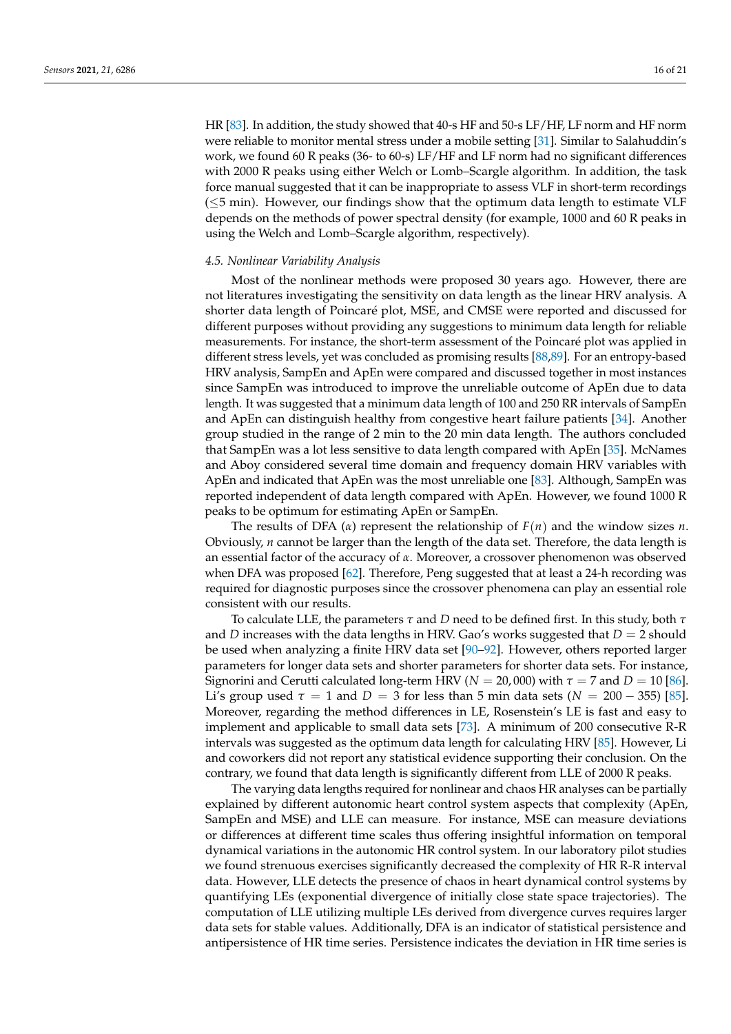HR [83]. In addition, the study showed that 40-s HF and 50-s LF/HF, LF norm and HF norm were reliable to monitor mental stress under a mobile setting [31]. Similar to Salahuddin's work, we found 60 R peaks (36- to 60-s) LF/HF and LF norm had no significant differences with 2000 R peaks using either Welch or Lomb–Scargle algorithm. In addition, the task force manual suggested that it can be inappropriate to assess VLF in short-term recordings ($\leq$5 min). However, our findings show that the optimum data length to estimate VLF depends on the methods of power spectral density (for example, 1000 and 60 R peaks in using the Welch and Lomb–Scargle algorithm, respectively).

*4.5. Nonlinear Variability Analysis*

Most of the nonlinear methods were proposed 30 years ago. However, there are not literatures investigating the sensitivity on data length as the linear HRV analysis. A shorter data length of Poincaré plot, MSE, and CMSE were reported and discussed for different purposes without providing any suggestions to minimum data length for reliable measurements. For instance, the short-term assessment of the Poincaré plot was applied in different stress levels, yet was concluded as promising results [88,89]. For an entropy-based HRV analysis, SampEn and ApEn were compared and discussed together in most instances since SampEn was introduced to improve the unreliable outcome of ApEn due to data length. It was suggested that a minimum data length of 100 and 250 RR intervals of SampEn and ApEn can distinguish healthy from congestive heart failure patients [34]. Another group studied in the range of 2 min to the 20 min data length. The authors concluded that SampEn was a lot less sensitive to data length compared with ApEn [35]. McNames and Aboy considered several time domain and frequency domain HRV variables with ApEn and indicated that ApEn was the most unreliable one [83]. Although, SampEn was reported independent of data length compared with ApEn. However, we found 1000 R peaks to be optimum for estimating ApEn or SampEn.

The results of DFA ($\alpha$) represent the relationship of $F(n)$ and the window sizes $n$. Obviously, $n$ cannot be larger than the length of the data set. Therefore, the data length is an essential factor of the accuracy of $\alpha$. Moreover, a crossover phenomenon was observed when DFA was proposed [62]. Therefore, Peng suggested that at least a 24-h recording was required for diagnostic purposes since the crossover phenomena can play an essential role consistent with our results.

To calculate LLE, the parameters $\tau$ and $D$ need to be defined first. In this study, both $\tau$ and $D$ increases with the data lengths in HRV. Gao's works suggested that $D = 2$ should be used when analyzing a finite HRV data set [90–92]. However, others reported larger parameters for longer data sets and shorter parameters for shorter data sets. For instance, Signorini and Cerutti calculated long-term HRV ($N = 20{,}000$) with $\tau = 7$ and $D = 10$ [86]. Li's group used $\tau = 1$ and $D = 3$ for less than 5 min data sets ($N = 200 - 355$) [85]. Moreover, regarding the method differences in LE, Rosenstein's LE is fast and easy to implement and applicable to small data sets [73]. A minimum of 200 consecutive R-R intervals was suggested as the optimum data length for calculating HRV [85]. However, Li and coworkers did not report any statistical evidence supporting their conclusion. On the contrary, we found that data length is significantly different from LLE of 2000 R peaks.

The varying data lengths required for nonlinear and chaos HR analyses can be partially explained by different autonomic heart control system aspects that complexity (ApEn, SampEn and MSE) and LLE can measure. For instance, MSE can measure deviations or differences at different time scales thus offering insightful information on temporal dynamical variations in the autonomic HR control system. In our laboratory pilot studies we found strenuous exercises significantly decreased the complexity of HR R-R interval data. However, LLE detects the presence of chaos in heart dynamical control systems by quantifying LEs (exponential divergence of initially close state space trajectories). The computation of LLE utilizing multiple LEs derived from divergence curves requires larger data sets for stable values. Additionally, DFA is an indicator of statistical persistence and antipersistence of HR time series. Persistence indicates the deviation in HR time series is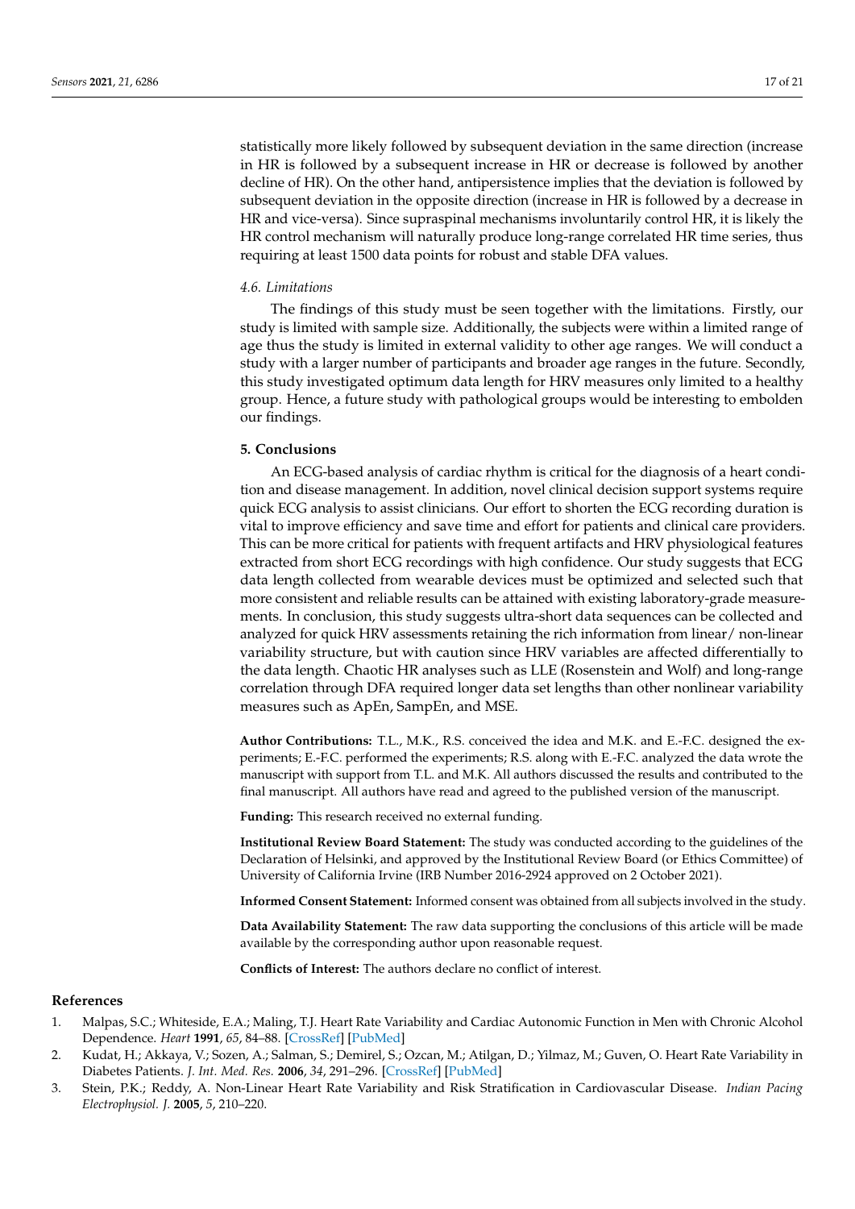statistically more likely followed by subsequent deviation in the same direction (increase in HR is followed by a subsequent increase in HR or decrease is followed by another decline of HR). On the other hand, antipersistence implies that the deviation is followed by subsequent deviation in the opposite direction (increase in HR is followed by a decrease in HR and vice-versa). Since supraspinal mechanisms involuntarily control HR, it is likely the HR control mechanism will naturally produce long-range correlated HR time series, thus requiring at least 1500 data points for robust and stable DFA values.

### *4.6. Limitations*

The findings of this study must be seen together with the limitations. Firstly, our study is limited with sample size. Additionally, the subjects were within a limited range of age thus the study is limited in external validity to other age ranges. We will conduct a study with a larger number of participants and broader age ranges in the future. Secondly, this study investigated optimum data length for HRV measures only limited to a healthy group. Hence, a future study with pathological groups would be interesting to embolden our findings.

## **5. Conclusions**

An ECG-based analysis of cardiac rhythm is critical for the diagnosis of a heart condition and disease management. In addition, novel clinical decision support systems require quick ECG analysis to assist clinicians. Our effort to shorten the ECG recording duration is vital to improve efficiency and save time and effort for patients and clinical care providers. This can be more critical for patients with frequent artifacts and HRV physiological features extracted from short ECG recordings with high confidence. Our study suggests that ECG data length collected from wearable devices must be optimized and selected such that more consistent and reliable results can be attained with existing laboratory-grade measurements. In conclusion, this study suggests ultra-short data sequences can be collected and analyzed for quick HRV assessments retaining the rich information from linear/ non-linear variability structure, but with caution since HRV variables are affected differentially to the data length. Chaotic HR analyses such as LLE (Rosenstein and Wolf) and long-range correlation through DFA required longer data set lengths than other nonlinear variability measures such as ApEn, SampEn, and MSE.

**Author Contributions:** T.L., M.K., R.S. conceived the idea and M.K. and E.-F.C. designed the experiments; E.-F.C. performed the experiments; R.S. along with E.-F.C. analyzed the data wrote the manuscript with support from T.L. and M.K. All authors discussed the results and contributed to the final manuscript. All authors have read and agreed to the published version of the manuscript.

**Funding:** This research received no external funding.

**Institutional Review Board Statement:** The study was conducted according to the guidelines of the Declaration of Helsinki, and approved by the Institutional Review Board (or Ethics Committee) of University of California Irvine (IRB Number 2016-2924 approved on 2 October 2021).

**Informed Consent Statement:** Informed consent was obtained from all subjects involved in the study.

**Data Availability Statement:** The raw data supporting the conclusions of this article will be made available by the corresponding author upon reasonable request.

**Conflicts of Interest:** The authors declare no conflict of interest.

## **References**

1. Malpas, S.C.; Whiteside, E.A.; Maling, T.J. Heart Rate Variability and Cardiac Autonomic Function in Men with Chronic Alcohol Dependence. *Heart* **1991**, *65*, 84–88. [CrossRef] [PubMed]
2. Kudat, H.; Akkaya, V.; Sozen, A.; Salman, S.; Demirel, S.; Ozcan, M.; Atilgan, D.; Yilmaz, M.; Guven, O. Heart Rate Variability in Diabetes Patients. *J. Int. Med. Res.* **2006**, *34*, 291–296. [CrossRef] [PubMed]
3. Stein, P.K.; Reddy, A. Non-Linear Heart Rate Variability and Risk Stratification in Cardiovascular Disease. *Indian Pacing Electrophysiol. J.* **2005**, *5*, 210–220.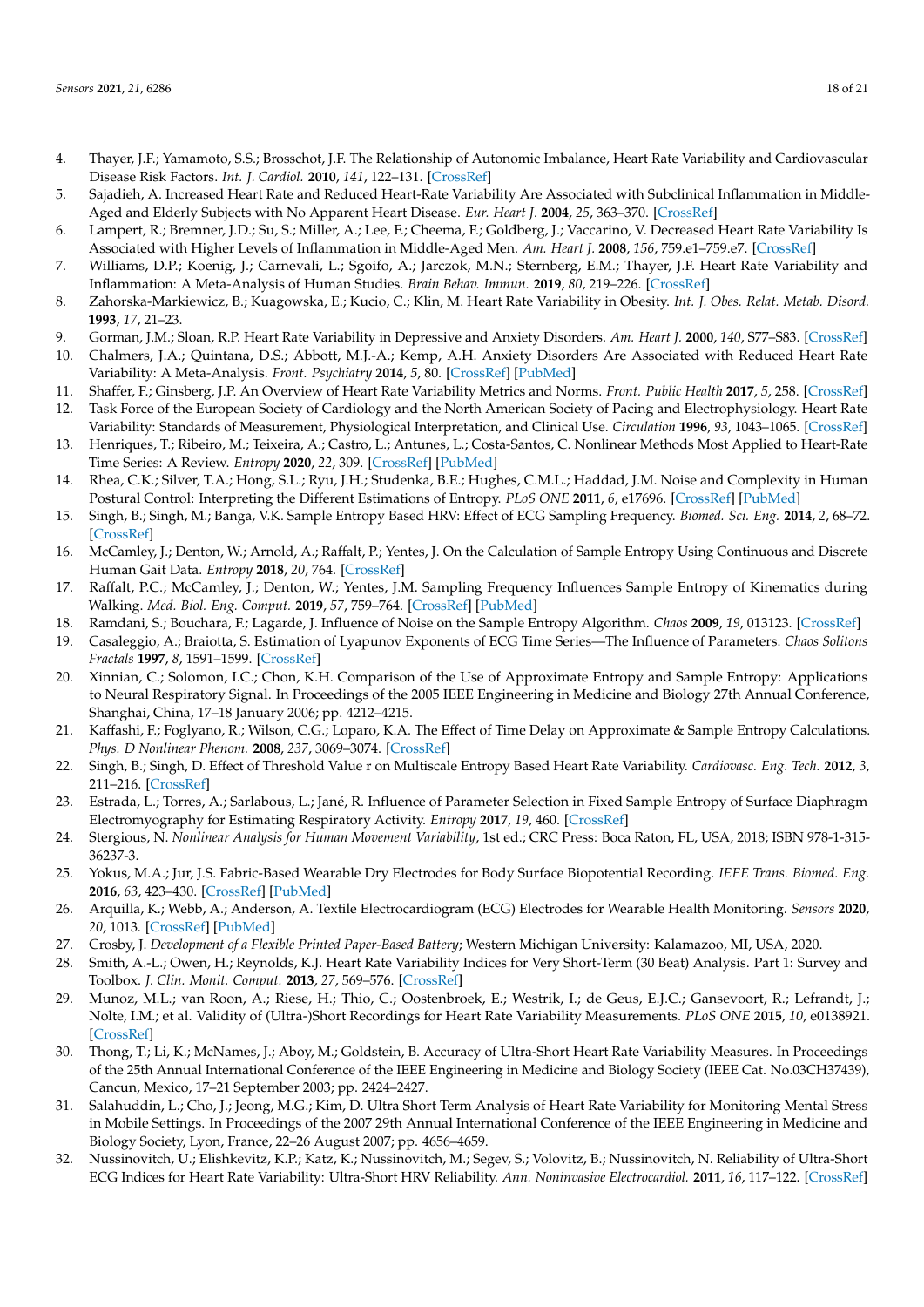4. Thayer, J.F.; Yamamoto, S.S.; Brosschot, J.F. The Relationship of Autonomic Imbalance, Heart Rate Variability and Cardiovascular Disease Risk Factors. *Int. J. Cardiol.* **2010**, *141*, 122–131. [CrossRef]
5. Sajadieh, A. Increased Heart Rate and Reduced Heart-Rate Variability Are Associated with Subclinical Inflammation in Middle-Aged and Elderly Subjects with No Apparent Heart Disease. *Eur. Heart J.* **2004**, *25*, 363–370. [CrossRef]
6. Lampert, R.; Bremner, J.D.; Su, S.; Miller, A.; Lee, F.; Cheema, F.; Goldberg, J.; Vaccarino, V. Decreased Heart Rate Variability Is Associated with Higher Levels of Inflammation in Middle-Aged Men. *Am. Heart J.* **2008**, *156*, 759.e1–759.e7. [CrossRef]
7. Williams, D.P.; Koenig, J.; Carnevali, L.; Sgoifo, A.; Jarczok, M.N.; Sternberg, E.M.; Thayer, J.F. Heart Rate Variability and Inflammation: A Meta-Analysis of Human Studies. *Brain Behav. Immun.* **2019**, *80*, 219–226. [CrossRef]
8. Zahorska-Markiewicz, B.; Kuagowska, E.; Kucio, C.; Klin, M. Heart Rate Variability in Obesity. *Int. J. Obes. Relat. Metab. Disord.* **1993**, *17*, 21–23.
9. Gorman, J.M.; Sloan, R.P. Heart Rate Variability in Depressive and Anxiety Disorders. *Am. Heart J.* **2000**, *140*, S77–S83. [CrossRef]
10. Chalmers, J.A.; Quintana, D.S.; Abbott, M.J.-A.; Kemp, A.H. Anxiety Disorders Are Associated with Reduced Heart Rate Variability: A Meta-Analysis. *Front. Psychiatry* **2014**, *5*, 80. [CrossRef] [PubMed]
11. Shaffer, F.; Ginsberg, J.P. An Overview of Heart Rate Variability Metrics and Norms. *Front. Public Health* **2017**, *5*, 258. [CrossRef]
12. Task Force of the European Society of Cardiology and the North American Society of Pacing and Electrophysiology. Heart Rate Variability: Standards of Measurement, Physiological Interpretation, and Clinical Use. *Circulation* **1996**, *93*, 1043–1065. [CrossRef]
13. Henriques, T.; Ribeiro, M.; Teixeira, A.; Castro, L.; Antunes, L.; Costa-Santos, C. Nonlinear Methods Most Applied to Heart-Rate Time Series: A Review. *Entropy* **2020**, *22*, 309. [CrossRef] [PubMed]
14. Rhea, C.K.; Silver, T.A.; Hong, S.L.; Ryu, J.H.; Studenka, B.E.; Hughes, C.M.L.; Haddad, J.M. Noise and Complexity in Human Postural Control: Interpreting the Different Estimations of Entropy. *PLoS ONE* **2011**, *6*, e17696. [CrossRef] [PubMed]
15. Singh, B.; Singh, M.; Banga, V.K. Sample Entropy Based HRV: Effect of ECG Sampling Frequency. *Biomed. Sci. Eng.* **2014**, *2*, 68–72. [CrossRef]
16. McCamley, J.; Denton, W.; Arnold, A.; Raffalt, P.; Yentes, J. On the Calculation of Sample Entropy Using Continuous and Discrete Human Gait Data. *Entropy* **2018**, *20*, 764. [CrossRef]
17. Raffalt, P.C.; McCamley, J.; Denton, W.; Yentes, J.M. Sampling Frequency Influences Sample Entropy of Kinematics during Walking. *Med. Biol. Eng. Comput.* **2019**, *57*, 759–764. [CrossRef] [PubMed]
18. Ramdani, S.; Bouchara, F.; Lagarde, J. Influence of Noise on the Sample Entropy Algorithm. *Chaos* **2009**, *19*, 013123. [CrossRef]
19. Casaleggio, A.; Braiotta, S. Estimation of Lyapunov Exponents of ECG Time Series—The Influence of Parameters. *Chaos Solitons Fractals* **1997**, *8*, 1591–1599. [CrossRef]
20. Xinnian, C.; Solomon, I.C.; Chon, K.H. Comparison of the Use of Approximate Entropy and Sample Entropy: Applications to Neural Respiratory Signal. In Proceedings of the 2005 IEEE Engineering in Medicine and Biology 27th Annual Conference, Shanghai, China, 17–18 January 2006; pp. 4212–4215.
21. Kaffashi, F.; Foglyano, R.; Wilson, C.G.; Loparo, K.A. The Effect of Time Delay on Approximate & Sample Entropy Calculations. *Phys. D Nonlinear Phenom.* **2008**, *237*, 3069–3074. [CrossRef]
22. Singh, B.; Singh, D. Effect of Threshold Value r on Multiscale Entropy Based Heart Rate Variability. *Cardiovasc. Eng. Tech.* **2012**, *3*, 211–216. [CrossRef]
23. Estrada, L.; Torres, A.; Sarlabous, L.; Jané, R. Influence of Parameter Selection in Fixed Sample Entropy of Surface Diaphragm Electromyography for Estimating Respiratory Activity. *Entropy* **2017**, *19*, 460. [CrossRef]
24. Stergious, N. *Nonlinear Analysis for Human Movement Variability*, 1st ed.; CRC Press: Boca Raton, FL, USA, 2018; ISBN 978-1-315-36237-3.
25. Yokus, M.A.; Jur, J.S. Fabric-Based Wearable Dry Electrodes for Body Surface Biopotential Recording. *IEEE Trans. Biomed. Eng.* **2016**, *63*, 423–430. [CrossRef] [PubMed]
26. Arquilla, K.; Webb, A.; Anderson, A. Textile Electrocardiogram (ECG) Electrodes for Wearable Health Monitoring. *Sensors* **2020**, *20*, 1013. [CrossRef] [PubMed]
27. Crosby, J. *Development of a Flexible Printed Paper-Based Battery*; Western Michigan University: Kalamazoo, MI, USA, 2020.
28. Smith, A.-L.; Owen, H.; Reynolds, K.J. Heart Rate Variability Indices for Very Short-Term (30 Beat) Analysis. Part 1: Survey and Toolbox. *J. Clin. Monit. Comput.* **2013**, *27*, 569–576. [CrossRef]
29. Munoz, M.L.; van Roon, A.; Riese, H.; Thio, C.; Oostenbroek, E.; Westrik, I.; de Geus, E.J.C.; Gansevoort, R.; Lefrandt, J.; Nolte, I.M.; et al. Validity of (Ultra-)Short Recordings for Heart Rate Variability Measurements. *PLoS ONE* **2015**, *10*, e0138921. [CrossRef]
30. Thong, T.; Li, K.; McNames, J.; Aboy, M.; Goldstein, B. Accuracy of Ultra-Short Heart Rate Variability Measures. In Proceedings of the 25th Annual International Conference of the IEEE Engineering in Medicine and Biology Society (IEEE Cat. No.03CH37439), Cancun, Mexico, 17–21 September 2003; pp. 2424–2427.
31. Salahuddin, L.; Cho, J.; Jeong, M.G.; Kim, D. Ultra Short Term Analysis of Heart Rate Variability for Monitoring Mental Stress in Mobile Settings. In Proceedings of the 2007 29th Annual International Conference of the IEEE Engineering in Medicine and Biology Society, Lyon, France, 22–26 August 2007; pp. 4656–4659.
32. Nussinovitch, U.; Elishkevitz, K.P.; Katz, K.; Nussinovitch, M.; Segev, S.; Volovitz, B.; Nussinovitch, N. Reliability of Ultra-Short ECG Indices for Heart Rate Variability: Ultra-Short HRV Reliability. *Ann. Noninvasive Electrocardiol.* **2011**, *16*, 117–122. [CrossRef]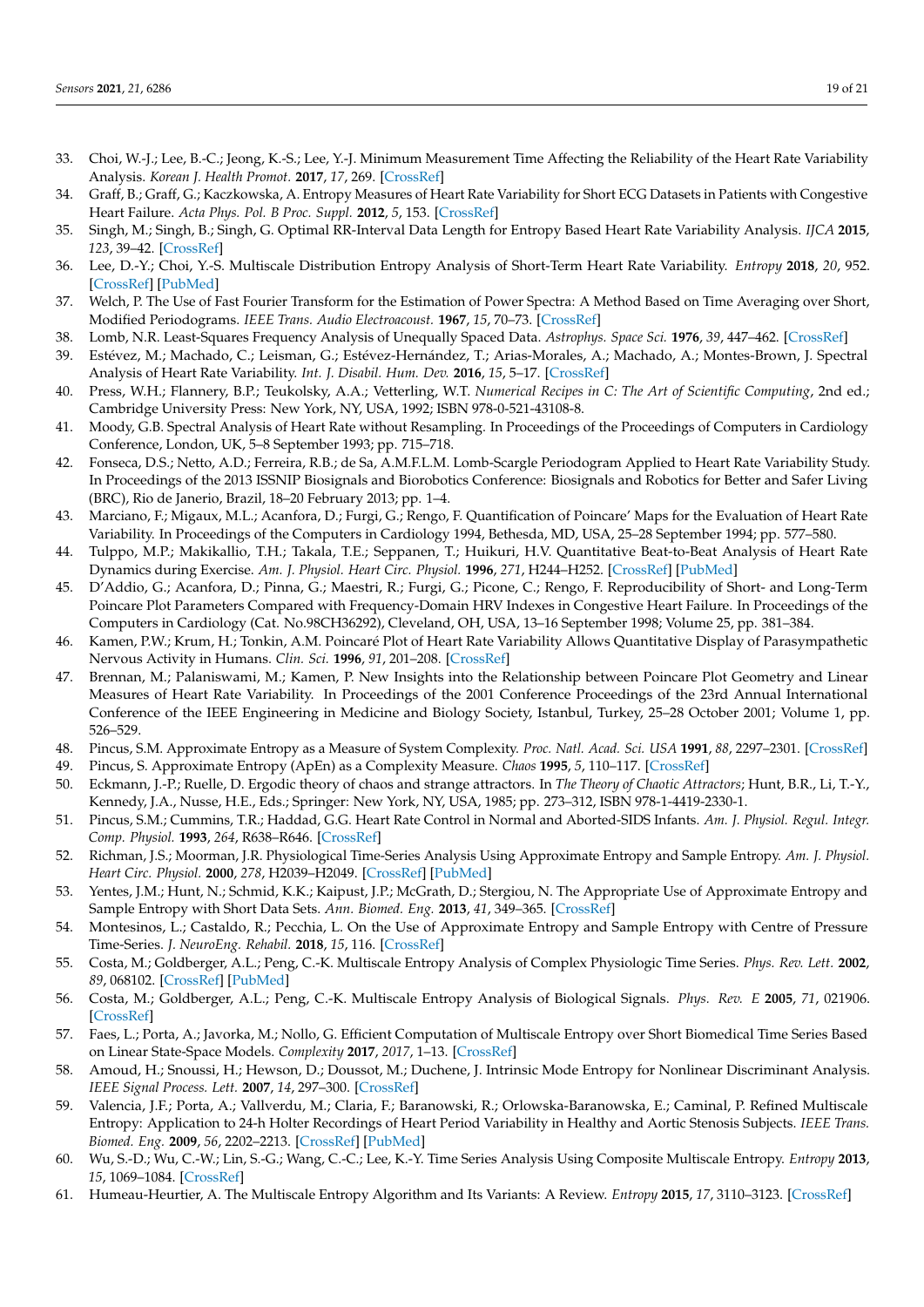33. Choi, W.-J.; Lee, B.-C.; Jeong, K.-S.; Lee, Y.-J. Minimum Measurement Time Affecting the Reliability of the Heart Rate Variability Analysis. *Korean J. Health Promot.* **2017**, *17*, 269. [CrossRef]
34. Graff, B.; Graff, G.; Kaczkowska, A. Entropy Measures of Heart Rate Variability for Short ECG Datasets in Patients with Congestive Heart Failure. *Acta Phys. Pol. B Proc. Suppl.* **2012**, *5*, 153. [CrossRef]
35. Singh, M.; Singh, B.; Singh, G. Optimal RR-Interval Data Length for Entropy Based Heart Rate Variability Analysis. *IJCA* **2015**, *123*, 39–42. [CrossRef]
36. Lee, D.-Y.; Choi, Y.-S. Multiscale Distribution Entropy Analysis of Short-Term Heart Rate Variability. *Entropy* **2018**, *20*, 952. [CrossRef] [PubMed]
37. Welch, P. The Use of Fast Fourier Transform for the Estimation of Power Spectra: A Method Based on Time Averaging over Short, Modified Periodograms. *IEEE Trans. Audio Electroacoust.* **1967**, *15*, 70–73. [CrossRef]
38. Lomb, N.R. Least-Squares Frequency Analysis of Unequally Spaced Data. *Astrophys. Space Sci.* **1976**, *39*, 447–462. [CrossRef]
39. Estévez, M.; Machado, C.; Leisman, G.; Estévez-Hernández, T.; Arias-Morales, A.; Machado, A.; Montes-Brown, J. Spectral Analysis of Heart Rate Variability. *Int. J. Disabil. Hum. Dev.* **2016**, *15*, 5–17. [CrossRef]
40. Press, W.H.; Flannery, B.P.; Teukolsky, A.A.; Vetterling, W.T. *Numerical Recipes in C: The Art of Scientific Computing*, 2nd ed.; Cambridge University Press: New York, NY, USA, 1992; ISBN 978-0-521-43108-8.
41. Moody, G.B. Spectral Analysis of Heart Rate without Resampling. In Proceedings of the Proceedings of Computers in Cardiology Conference, London, UK, 5–8 September 1993; pp. 715–718.
42. Fonseca, D.S.; Netto, A.D.; Ferreira, R.B.; de Sa, A.M.F.L.M. Lomb-Scargle Periodogram Applied to Heart Rate Variability Study. In Proceedings of the 2013 ISSNIP Biosignals and Biorobotics Conference: Biosignals and Robotics for Better and Safer Living (BRC), Rio de Janerio, Brazil, 18–20 February 2013; pp. 1–4.
43. Marciano, F.; Migaux, M.L.; Acanfora, D.; Furgi, G.; Rengo, F. Quantification of Poincare' Maps for the Evaluation of Heart Rate Variability. In Proceedings of the Computers in Cardiology 1994, Bethesda, MD, USA, 25–28 September 1994; pp. 577–580.
44. Tulppo, M.P.; Makikallio, T.H.; Takala, T.E.; Seppanen, T.; Huikuri, H.V. Quantitative Beat-to-Beat Analysis of Heart Rate Dynamics during Exercise. *Am. J. Physiol. Heart Circ. Physiol.* **1996**, *271*, H244–H252. [CrossRef] [PubMed]
45. D'Addio, G.; Acanfora, D.; Pinna, G.; Maestri, R.; Furgi, G.; Picone, C.; Rengo, F. Reproducibility of Short- and Long-Term Poincare Plot Parameters Compared with Frequency-Domain HRV Indexes in Congestive Heart Failure. In Proceedings of the Computers in Cardiology (Cat. No.98CH36292), Cleveland, OH, USA, 13–16 September 1998; Volume 25, pp. 381–384.
46. Kamen, P.W.; Krum, H.; Tonkin, A.M. Poincaré Plot of Heart Rate Variability Allows Quantitative Display of Parasympathetic Nervous Activity in Humans. *Clin. Sci.* **1996**, *91*, 201–208. [CrossRef]
47. Brennan, M.; Palaniswami, M.; Kamen, P. New Insights into the Relationship between Poincare Plot Geometry and Linear Measures of Heart Rate Variability. In Proceedings of the 2001 Conference Proceedings of the 23rd Annual International Conference of the IEEE Engineering in Medicine and Biology Society, Istanbul, Turkey, 25–28 October 2001; Volume 1, pp. 526–529.
48. Pincus, S.M. Approximate Entropy as a Measure of System Complexity. *Proc. Natl. Acad. Sci. USA* **1991**, *88*, 2297–2301. [CrossRef]
49. Pincus, S. Approximate Entropy (ApEn) as a Complexity Measure. *Chaos* **1995**, *5*, 110–117. [CrossRef]
50. Eckmann, J.-P.; Ruelle, D. Ergodic theory of chaos and strange attractors. In *The Theory of Chaotic Attractors*; Hunt, B.R., Li, T.-Y., Kennedy, J.A., Nusse, H.E., Eds.; Springer: New York, NY, USA, 1985; pp. 273–312, ISBN 978-1-4419-2330-1.
51. Pincus, S.M.; Cummins, T.R.; Haddad, G.G. Heart Rate Control in Normal and Aborted-SIDS Infants. *Am. J. Physiol. Regul. Integr. Comp. Physiol.* **1993**, *264*, R638–R646. [CrossRef]
52. Richman, J.S.; Moorman, J.R. Physiological Time-Series Analysis Using Approximate Entropy and Sample Entropy. *Am. J. Physiol. Heart Circ. Physiol.* **2000**, *278*, H2039–H2049. [CrossRef] [PubMed]
53. Yentes, J.M.; Hunt, N.; Schmid, K.K.; Kaipust, J.P.; McGrath, D.; Stergiou, N. The Appropriate Use of Approximate Entropy and Sample Entropy with Short Data Sets. *Ann. Biomed. Eng.* **2013**, *41*, 349–365. [CrossRef]
54. Montesinos, L.; Castaldo, R.; Pecchia, L. On the Use of Approximate Entropy and Sample Entropy with Centre of Pressure Time-Series. *J. NeuroEng. Rehabil.* **2018**, *15*, 116. [CrossRef]
55. Costa, M.; Goldberger, A.L.; Peng, C.-K. Multiscale Entropy Analysis of Complex Physiologic Time Series. *Phys. Rev. Lett.* **2002**, *89*, 068102. [CrossRef] [PubMed]
56. Costa, M.; Goldberger, A.L.; Peng, C.-K. Multiscale Entropy Analysis of Biological Signals. *Phys. Rev. E* **2005**, *71*, 021906. [CrossRef]
57. Faes, L.; Porta, A.; Javorka, M.; Nollo, G. Efficient Computation of Multiscale Entropy over Short Biomedical Time Series Based on Linear State-Space Models. *Complexity* **2017**, *2017*, 1–13. [CrossRef]
58. Amoud, H.; Snoussi, H.; Hewson, D.; Doussot, M.; Duchene, J. Intrinsic Mode Entropy for Nonlinear Discriminant Analysis. *IEEE Signal Process. Lett.* **2007**, *14*, 297–300. [CrossRef]
59. Valencia, J.F.; Porta, A.; Vallverdu, M.; Claria, F.; Baranowski, R.; Orlowska-Baranowska, E.; Caminal, P. Refined Multiscale Entropy: Application to 24-h Holter Recordings of Heart Period Variability in Healthy and Aortic Stenosis Subjects. *IEEE Trans. Biomed. Eng.* **2009**, *56*, 2202–2213. [CrossRef] [PubMed]
60. Wu, S.-D.; Wu, C.-W.; Lin, S.-G.; Wang, C.-C.; Lee, K.-Y. Time Series Analysis Using Composite Multiscale Entropy. *Entropy* **2013**, *15*, 1069–1084. [CrossRef]
61. Humeau-Heurtier, A. The Multiscale Entropy Algorithm and Its Variants: A Review. *Entropy* **2015**, *17*, 3110–3123. [CrossRef]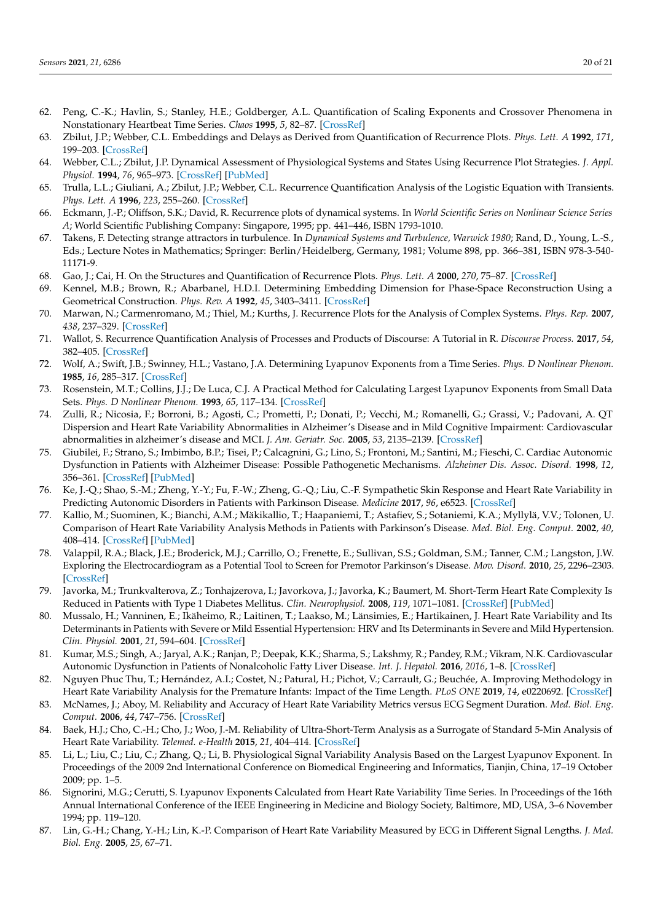62. Peng, C.-K.; Havlin, S.; Stanley, H.E.; Goldberger, A.L. Quantification of Scaling Exponents and Crossover Phenomena in Nonstationary Heartbeat Time Series. *Chaos* **1995**, *5*, 82–87. [CrossRef]
63. Zbilut, J.P.; Webber, C.L. Embeddings and Delays as Derived from Quantification of Recurrence Plots. *Phys. Lett. A* **1992**, *171*, 199–203. [CrossRef]
64. Webber, C.L.; Zbilut, J.P. Dynamical Assessment of Physiological Systems and States Using Recurrence Plot Strategies. *J. Appl. Physiol.* **1994**, *76*, 965–973. [CrossRef] [PubMed]
65. Trulla, L.L.; Giuliani, A.; Zbilut, J.P.; Webber, C.L. Recurrence Quantification Analysis of the Logistic Equation with Transients. *Phys. Lett. A* **1996**, *223*, 255–260. [CrossRef]
66. Eckmann, J.-P.; Oliffson, S.K.; David, R. Recurrence plots of dynamical systems. In *World Scientific Series on Nonlinear Science Series A*; World Scientific Publishing Company: Singapore, 1995; pp. 441–446, ISBN 1793-1010.
67. Takens, F. Detecting strange attractors in turbulence. In *Dynamical Systems and Turbulence, Warwick 1980*; Rand, D., Young, L.-S., Eds.; Lecture Notes in Mathematics; Springer: Berlin/Heidelberg, Germany, 1981; Volume 898, pp. 366–381, ISBN 978-3-540-11171-9.
68. Gao, J.; Cai, H. On the Structures and Quantification of Recurrence Plots. *Phys. Lett. A* **2000**, *270*, 75–87. [CrossRef]
69. Kennel, M.B.; Brown, R.; Abarbanel, H.D.I. Determining Embedding Dimension for Phase-Space Reconstruction Using a Geometrical Construction. *Phys. Rev. A* **1992**, *45*, 3403–3411. [CrossRef]
70. Marwan, N.; Carmenromano, M.; Thiel, M.; Kurths, J. Recurrence Plots for the Analysis of Complex Systems. *Phys. Rep.* **2007**, *438*, 237–329. [CrossRef]
71. Wallot, S. Recurrence Quantification Analysis of Processes and Products of Discourse: A Tutorial in R. *Discourse Process.* **2017**, *54*, 382–405. [CrossRef]
72. Wolf, A.; Swift, J.B.; Swinney, H.L.; Vastano, J.A. Determining Lyapunov Exponents from a Time Series. *Phys. D Nonlinear Phenom.* **1985**, *16*, 285–317. [CrossRef]
73. Rosenstein, M.T.; Collins, J.J.; De Luca, C.J. A Practical Method for Calculating Largest Lyapunov Exponents from Small Data Sets. *Phys. D Nonlinear Phenom.* **1993**, *65*, 117–134. [CrossRef]
74. Zulli, R.; Nicosia, F.; Borroni, B.; Agosti, C.; Prometti, P.; Donati, P.; Vecchi, M.; Romanelli, G.; Grassi, V.; Padovani, A. QT Dispersion and Heart Rate Variability Abnormalities in Alzheimer's Disease and in Mild Cognitive Impairment: Cardiovascular abnormalities in alzheimer's disease and MCI. *J. Am. Geriatr. Soc.* **2005**, *53*, 2135–2139. [CrossRef]
75. Giubilei, F.; Strano, S.; Imbimbo, B.P.; Tisei, P.; Calcagnini, G.; Lino, S.; Frontoni, M.; Santini, M.; Fieschi, C. Cardiac Autonomic Dysfunction in Patients with Alzheimer Disease: Possible Pathogenetic Mechanisms. *Alzheimer Dis. Assoc. Disord.* **1998**, *12*, 356–361. [CrossRef] [PubMed]
76. Ke, J.-Q.; Shao, S.-M.; Zheng, Y.-Y.; Fu, F.-W.; Zheng, G.-Q.; Liu, C.-F. Sympathetic Skin Response and Heart Rate Variability in Predicting Autonomic Disorders in Patients with Parkinson Disease. *Medicine* **2017**, *96*, e6523. [CrossRef]
77. Kallio, M.; Suominen, K.; Bianchi, A.M.; Mäkikallio, T.; Haapaniemi, T.; Astafiev, S.; Sotaniemi, K.A.; Myllylä, V.V.; Tolonen, U. Comparison of Heart Rate Variability Analysis Methods in Patients with Parkinson's Disease. *Med. Biol. Eng. Comput.* **2002**, *40*, 408–414. [CrossRef] [PubMed]
78. Valappil, R.A.; Black, J.E.; Broderick, M.J.; Carrillo, O.; Frenette, E.; Sullivan, S.S.; Goldman, S.M.; Tanner, C.M.; Langston, J.W. Exploring the Electrocardiogram as a Potential Tool to Screen for Premotor Parkinson's Disease. *Mov. Disord.* **2010**, *25*, 2296–2303. [CrossRef]
79. Javorka, M.; Trunkvalterova, Z.; Tonhajzerova, I.; Javorkova, J.; Javorka, K.; Baumert, M. Short-Term Heart Rate Complexity Is Reduced in Patients with Type 1 Diabetes Mellitus. *Clin. Neurophysiol.* **2008**, *119*, 1071–1081. [CrossRef] [PubMed]
80. Mussalo, H.; Vanninen, E.; Ikäheimo, R.; Laitinen, T.; Laakso, M.; Länsimies, E.; Hartikainen, J. Heart Rate Variability and Its Determinants in Patients with Severe or Mild Essential Hypertension: HRV and Its Determinants in Severe and Mild Hypertension. *Clin. Physiol.* **2001**, *21*, 594–604. [CrossRef]
81. Kumar, M.S.; Singh, A.; Jaryal, A.K.; Ranjan, P.; Deepak, K.K.; Sharma, S.; Lakshmy, R.; Pandey, R.M.; Vikram, N.K. Cardiovascular Autonomic Dysfunction in Patients of Nonalcoholic Fatty Liver Disease. *Int. J. Hepatol.* **2016**, *2016*, 1–8. [CrossRef]
82. Nguyen Phuc Thu, T.; Hernández, A.I.; Costet, N.; Patural, H.; Pichot, V.; Carrault, G.; Beuchée, A. Improving Methodology in Heart Rate Variability Analysis for the Premature Infants: Impact of the Time Length. *PLoS ONE* **2019**, *14*, e0220692. [CrossRef]
83. McNames, J.; Aboy, M. Reliability and Accuracy of Heart Rate Variability Metrics versus ECG Segment Duration. *Med. Biol. Eng. Comput.* **2006**, *44*, 747–756. [CrossRef]
84. Baek, H.J.; Cho, C.-H.; Cho, J.; Woo, J.-M. Reliability of Ultra-Short-Term Analysis as a Surrogate of Standard 5-Min Analysis of Heart Rate Variability. *Telemed. e-Health* **2015**, *21*, 404–414. [CrossRef]
85. Li, L.; Liu, C.; Liu, C.; Zhang, Q.; Li, B. Physiological Signal Variability Analysis Based on the Largest Lyapunov Exponent. In Proceedings of the 2009 2nd International Conference on Biomedical Engineering and Informatics, Tianjin, China, 17–19 October 2009; pp. 1–5.
86. Signorini, M.G.; Cerutti, S. Lyapunov Exponents Calculated from Heart Rate Variability Time Series. In Proceedings of the 16th Annual International Conference of the IEEE Engineering in Medicine and Biology Society, Baltimore, MD, USA, 3–6 November 1994; pp. 119–120.
87. Lin, G.-H.; Chang, Y.-H.; Lin, K.-P. Comparison of Heart Rate Variability Measured by ECG in Different Signal Lengths. *J. Med. Biol. Eng.* **2005**, *25*, 67–71.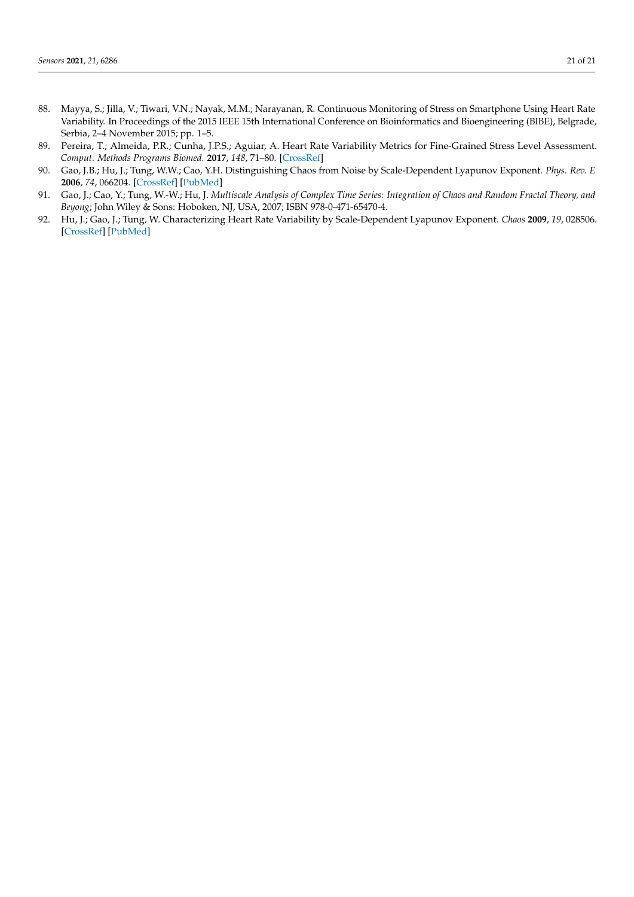88. Mayya, S.; Jilla, V.; Tiwari, V.N.; Nayak, M.M.; Narayanan, R. Continuous Monitoring of Stress on Smartphone Using Heart Rate Variability. In Proceedings of the 2015 IEEE 15th International Conference on Bioinformatics and Bioengineering (BIBE), Belgrade, Serbia, 2–4 November 2015; pp. 1–5.
89. Pereira, T.; Almeida, P.R.; Cunha, J.P.S.; Aguiar, A. Heart Rate Variability Metrics for Fine-Grained Stress Level Assessment. *Comput. Methods Programs Biomed.* **2017**, *148*, 71–80. [CrossRef]
90. Gao, J.B.; Hu, J.; Tung, W.W.; Cao, Y.H. Distinguishing Chaos from Noise by Scale-Dependent Lyapunov Exponent. *Phys. Rev. E* **2006**, *74*, 066204. [CrossRef] [PubMed]
91. Gao, J.; Cao, Y.; Tung, W.-W.; Hu, J. *Multiscale Analysis of Complex Time Series: Integration of Chaos and Random Fractal Theory, and Beyong*; John Wiley & Sons: Hoboken, NJ, USA, 2007; ISBN 978-0-471-65470-4.
92. Hu, J.; Gao, J.; Tung, W. Characterizing Heart Rate Variability by Scale-Dependent Lyapunov Exponent. *Chaos* **2009**, *19*, 028506. [CrossRef] [PubMed]